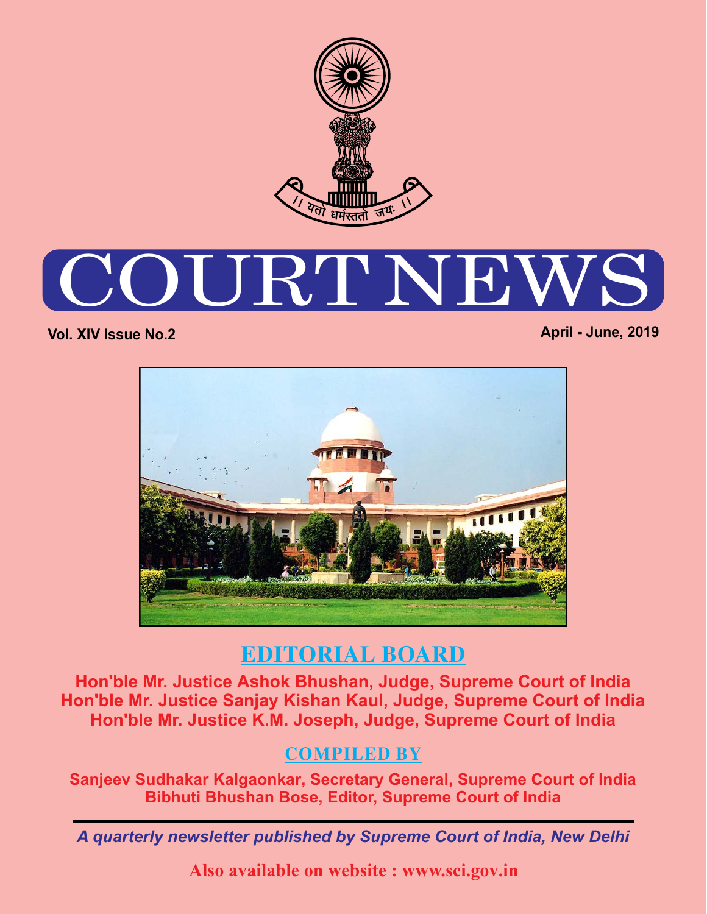॥ यतो धर्मस्ततो जयः ॥

# COURT NEWS

**Vol. XIV Issue No.2** **April - June, 2019**

## EDITORIAL BOARD

**Hon'ble Mr. Justice Ashok Bhushan, Judge, Supreme Court of India**
**Hon'ble Mr. Justice Sanjay Kishan Kaul, Judge, Supreme Court of India**
**Hon'ble Mr. Justice K.M. Joseph, Judge, Supreme Court of India**

## COMPILED BY

**Sanjeev Sudhakar Kalgaonkar, Secretary General, Supreme Court of India**
**Bibhuti Bhushan Bose, Editor, Supreme Court of India**

---

***A quarterly newsletter published by Supreme Court of India, New Delhi***

**Also available on website : www.sci.gov.in**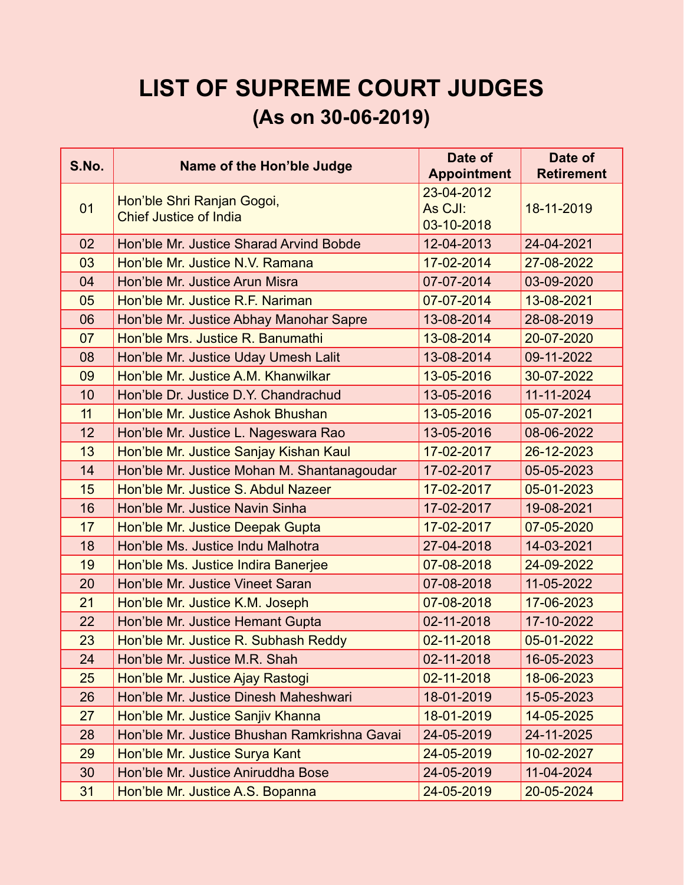# LIST OF SUPREME COURT JUDGES

## (As on 30-06-2019)

| S.No. | Name of the Hon'ble Judge | Date of Appointment | Date of Retirement |
|---|---|---|---|
| 01 | Hon'ble Shri Ranjan Gogoi, Chief Justice of India | 23-04-2012 As CJI: 03-10-2018 | 18-11-2019 |
| 02 | Hon'ble Mr. Justice Sharad Arvind Bobde | 12-04-2013 | 24-04-2021 |
| 03 | Hon'ble Mr. Justice N.V. Ramana | 17-02-2014 | 27-08-2022 |
| 04 | Hon'ble Mr. Justice Arun Misra | 07-07-2014 | 03-09-2020 |
| 05 | Hon'ble Mr. Justice R.F. Nariman | 07-07-2014 | 13-08-2021 |
| 06 | Hon'ble Mr. Justice Abhay Manohar Sapre | 13-08-2014 | 28-08-2019 |
| 07 | Hon'ble Mrs. Justice R. Banumathi | 13-08-2014 | 20-07-2020 |
| 08 | Hon'ble Mr. Justice Uday Umesh Lalit | 13-08-2014 | 09-11-2022 |
| 09 | Hon'ble Mr. Justice A.M. Khanwilkar | 13-05-2016 | 30-07-2022 |
| 10 | Hon'ble Dr. Justice D.Y. Chandrachud | 13-05-2016 | 11-11-2024 |
| 11 | Hon'ble Mr. Justice Ashok Bhushan | 13-05-2016 | 05-07-2021 |
| 12 | Hon'ble Mr. Justice L. Nageswara Rao | 13-05-2016 | 08-06-2022 |
| 13 | Hon'ble Mr. Justice Sanjay Kishan Kaul | 17-02-2017 | 26-12-2023 |
| 14 | Hon'ble Mr. Justice Mohan M. Shantanagoudar | 17-02-2017 | 05-05-2023 |
| 15 | Hon'ble Mr. Justice S. Abdul Nazeer | 17-02-2017 | 05-01-2023 |
| 16 | Hon'ble Mr. Justice Navin Sinha | 17-02-2017 | 19-08-2021 |
| 17 | Hon'ble Mr. Justice Deepak Gupta | 17-02-2017 | 07-05-2020 |
| 18 | Hon'ble Ms. Justice Indu Malhotra | 27-04-2018 | 14-03-2021 |
| 19 | Hon'ble Ms. Justice Indira Banerjee | 07-08-2018 | 24-09-2022 |
| 20 | Hon'ble Mr. Justice Vineet Saran | 07-08-2018 | 11-05-2022 |
| 21 | Hon'ble Mr. Justice K.M. Joseph | 07-08-2018 | 17-06-2023 |
| 22 | Hon'ble Mr. Justice Hemant Gupta | 02-11-2018 | 17-10-2022 |
| 23 | Hon'ble Mr. Justice R. Subhash Reddy | 02-11-2018 | 05-01-2022 |
| 24 | Hon'ble Mr. Justice M.R. Shah | 02-11-2018 | 16-05-2023 |
| 25 | Hon'ble Mr. Justice Ajay Rastogi | 02-11-2018 | 18-06-2023 |
| 26 | Hon'ble Mr. Justice Dinesh Maheshwari | 18-01-2019 | 15-05-2023 |
| 27 | Hon'ble Mr. Justice Sanjiv Khanna | 18-01-2019 | 14-05-2025 |
| 28 | Hon'ble Mr. Justice Bhushan Ramkrishna Gavai | 24-05-2019 | 24-11-2025 |
| 29 | Hon'ble Mr. Justice Surya Kant | 24-05-2019 | 10-02-2027 |
| 30 | Hon'ble Mr. Justice Aniruddha Bose | 24-05-2019 | 11-04-2024 |
| 31 | Hon'ble Mr. Justice A.S. Bopanna | 24-05-2019 | 20-05-2024 |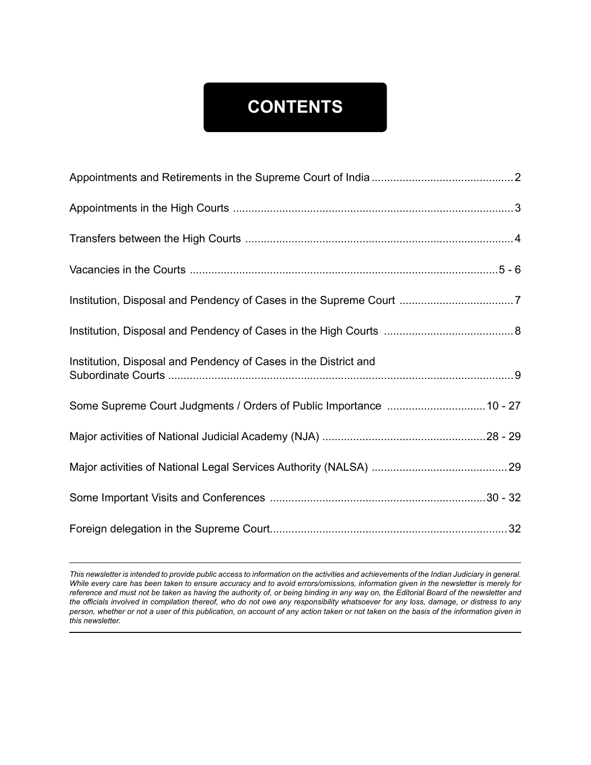# CONTENTS

| | |
|---|---|
| Appointments and Retirements in the Supreme Court of India | 2 |
| Appointments in the High Courts | 3 |
| Transfers between the High Courts | 4 |
| Vacancies in the Courts | 5 - 6 |
| Institution, Disposal and Pendency of Cases in the Supreme Court | 7 |
| Institution, Disposal and Pendency of Cases in the High Courts | 8 |
| Institution, Disposal and Pendency of Cases in the District and Subordinate Courts | 9 |
| Some Supreme Court Judgments / Orders of Public Importance | 10 - 27 |
| Major activities of National Judicial Academy (NJA) | 28 - 29 |
| Major activities of National Legal Services Authority (NALSA) | 29 |
| Some Important Visits and Conferences | 30 - 32 |
| Foreign delegation in the Supreme Court | 32 |

---

*This newsletter is intended to provide public access to information on the activities and achievements of the Indian Judiciary in general. While every care has been taken to ensure accuracy and to avoid errors/omissions, information given in the newsletter is merely for reference and must not be taken as having the authority of, or being binding in any way on, the Editorial Board of the newsletter and the officials involved in compilation thereof, who do not owe any responsibility whatsoever for any loss, damage, or distress to any person, whether or not a user of this publication, on account of any action taken or not taken on the basis of the information given in this newsletter.*

---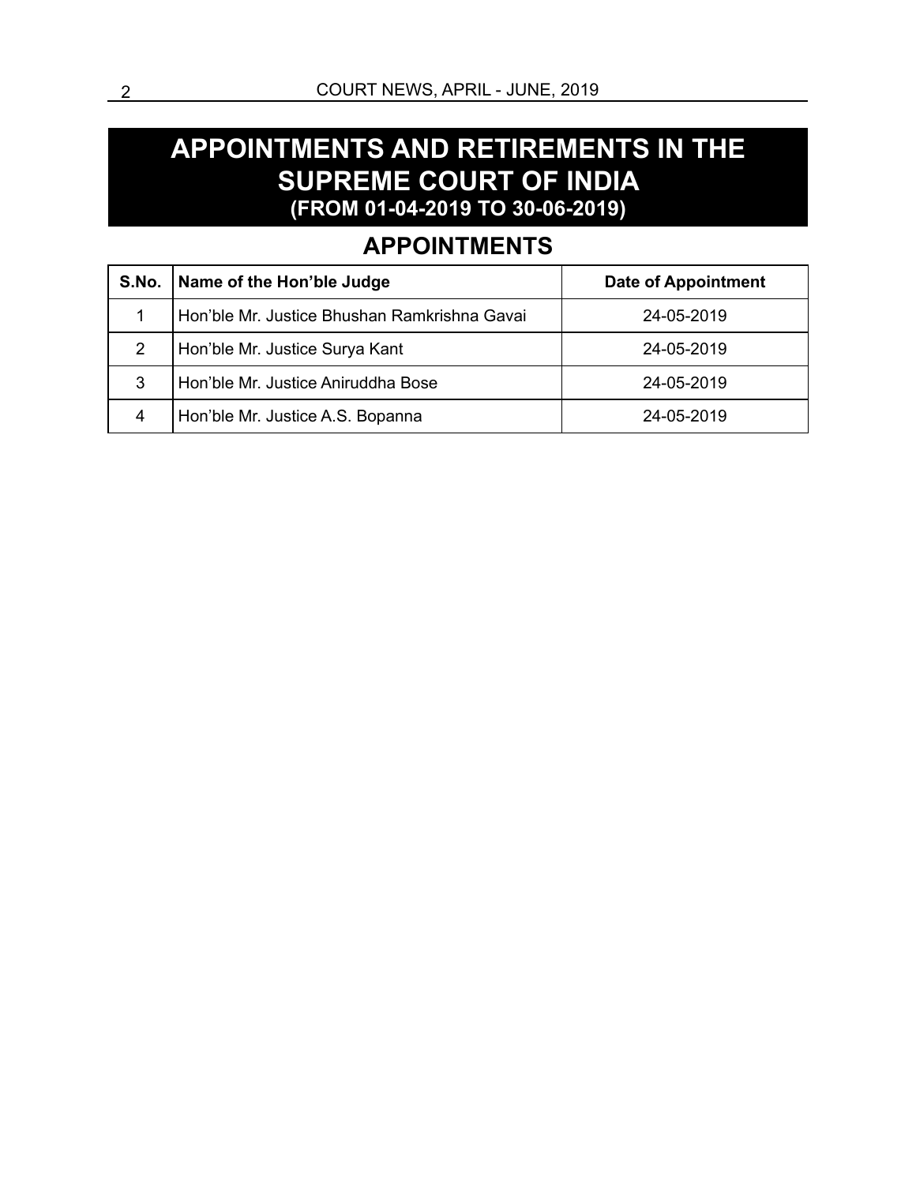# APPOINTMENTS AND RETIREMENTS IN THE SUPREME COURT OF INDIA
### (FROM 01-04-2019 TO 30-06-2019)

## APPOINTMENTS

| S.No. | Name of the Hon'ble Judge | Date of Appointment |
|---|---|---|
| 1 | Hon'ble Mr. Justice Bhushan Ramkrishna Gavai | 24-05-2019 |
| 2 | Hon'ble Mr. Justice Surya Kant | 24-05-2019 |
| 3 | Hon'ble Mr. Justice Aniruddha Bose | 24-05-2019 |
| 4 | Hon'ble Mr. Justice A.S. Bopanna | 24-05-2019 |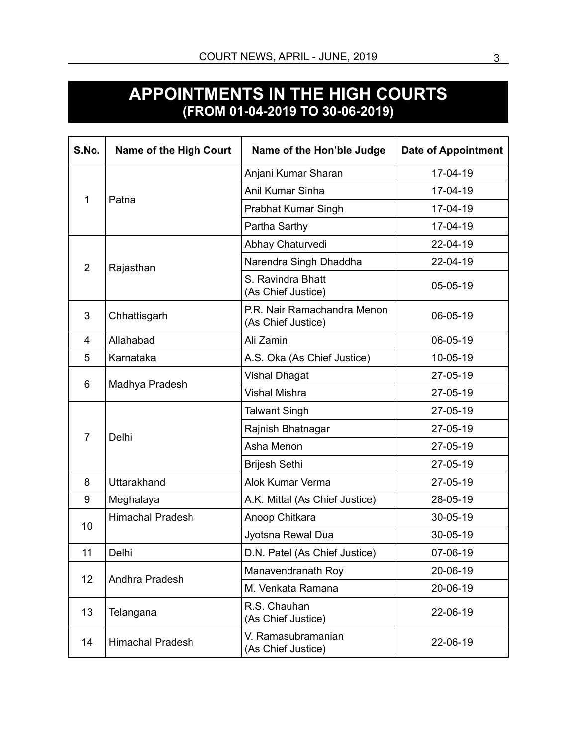# APPOINTMENTS IN THE HIGH COURTS
## (FROM 01-04-2019 TO 30-06-2019)

| S.No. | Name of the High Court | Name of the Hon'ble Judge | Date of Appointment |
|---|---|---|---|
| 1 | Patna | Anjani Kumar Sharan | 17-04-19 |
| | | Anil Kumar Sinha | 17-04-19 |
| | | Prabhat Kumar Singh | 17-04-19 |
| | | Partha Sarthy | 17-04-19 |
| 2 | Rajasthan | Abhay Chaturvedi | 22-04-19 |
| | | Narendra Singh Dhaddha | 22-04-19 |
| | | S. Ravindra Bhatt (As Chief Justice) | 05-05-19 |
| 3 | Chhattisgarh | P.R. Nair Ramachandra Menon (As Chief Justice) | 06-05-19 |
| 4 | Allahabad | Ali Zamin | 06-05-19 |
| 5 | Karnataka | A.S. Oka (As Chief Justice) | 10-05-19 |
| 6 | Madhya Pradesh | Vishal Dhagat | 27-05-19 |
| | | Vishal Mishra | 27-05-19 |
| 7 | Delhi | Talwant Singh | 27-05-19 |
| | | Rajnish Bhatnagar | 27-05-19 |
| | | Asha Menon | 27-05-19 |
| | | Brijesh Sethi | 27-05-19 |
| 8 | Uttarakhand | Alok Kumar Verma | 27-05-19 |
| 9 | Meghalaya | A.K. Mittal (As Chief Justice) | 28-05-19 |
| 10 | Himachal Pradesh | Anoop Chitkara | 30-05-19 |
| | | Jyotsna Rewal Dua | 30-05-19 |
| 11 | Delhi | D.N. Patel (As Chief Justice) | 07-06-19 |
| 12 | Andhra Pradesh | Manavendranath Roy | 20-06-19 |
| | | M. Venkata Ramana | 20-06-19 |
| 13 | Telangana | R.S. Chauhan (As Chief Justice) | 22-06-19 |
| 14 | Himachal Pradesh | V. Ramasubramanian (As Chief Justice) | 22-06-19 |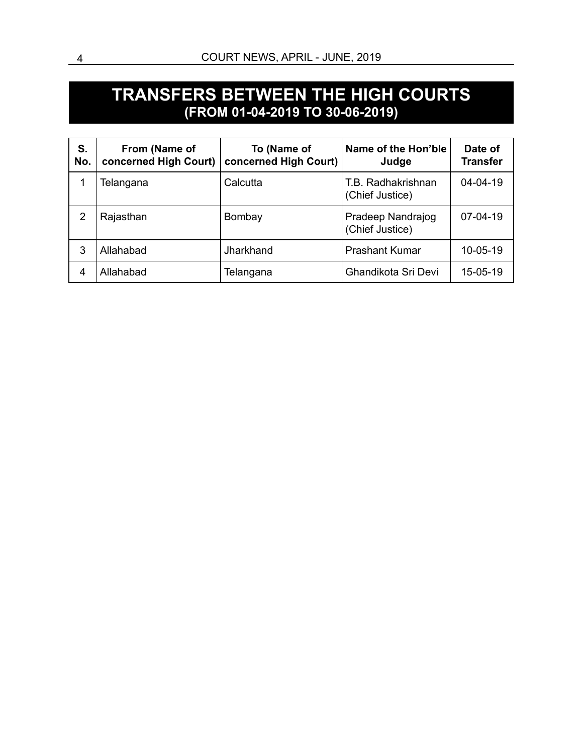# TRANSFERS BETWEEN THE HIGH COURTS
## (FROM 01-04-2019 TO 30-06-2019)

| S. No. | From (Name of concerned High Court) | To (Name of concerned High Court) | Name of the Hon'ble Judge | Date of Transfer |
|---|---|---|---|---|
| 1 | Telangana | Calcutta | T.B. Radhakrishnan (Chief Justice) | 04-04-19 |
| 2 | Rajasthan | Bombay | Pradeep Nandrajog (Chief Justice) | 07-04-19 |
| 3 | Allahabad | Jharkhand | Prashant Kumar | 10-05-19 |
| 4 | Allahabad | Telangana | Ghandikota Sri Devi | 15-05-19 |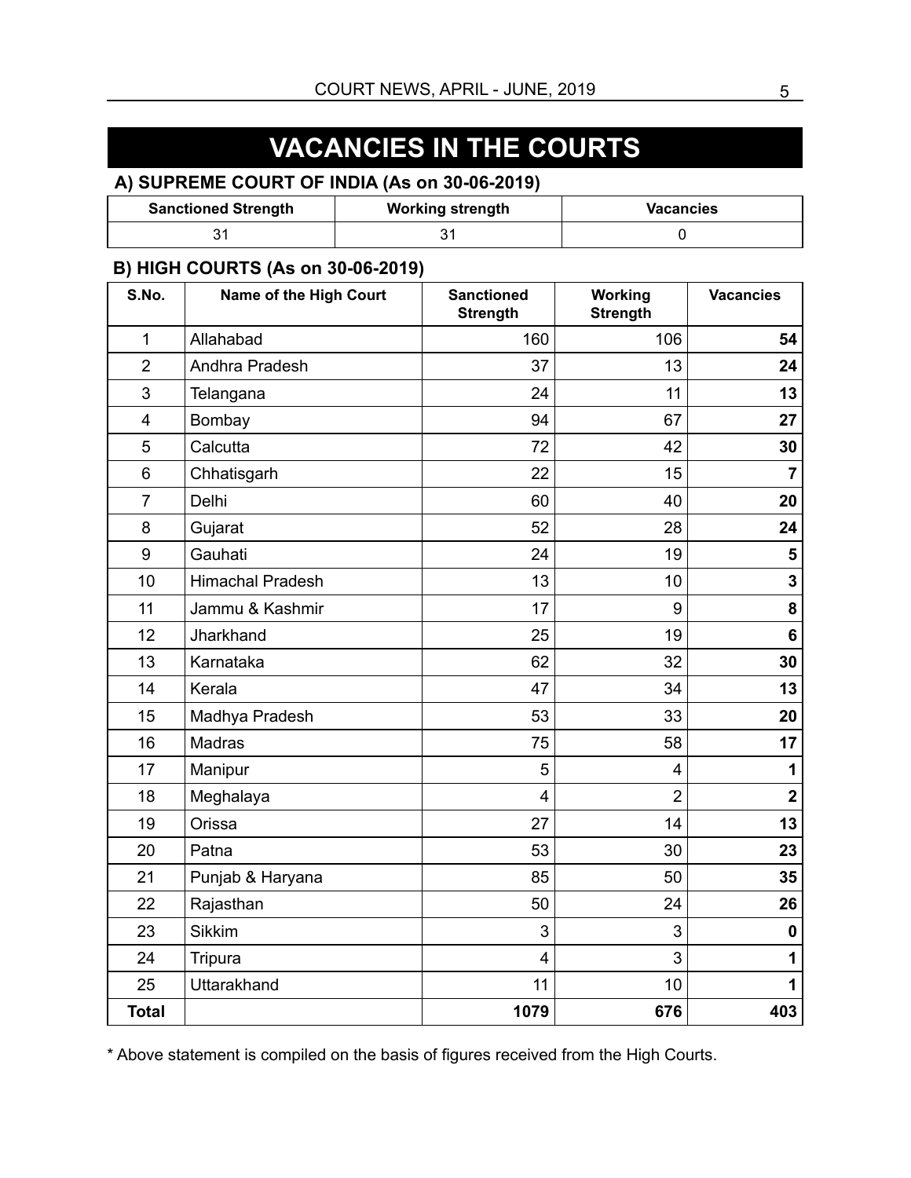# VACANCIES IN THE COURTS

### A) SUPREME COURT OF INDIA (As on 30-06-2019)

| Sanctioned Strength | Working strength | Vacancies |
|---|---|---|
| 31 | 31 | 0 |

### B) HIGH COURTS (As on 30-06-2019)

| S.No. | Name of the High Court | Sanctioned Strength | Working Strength | Vacancies |
|---|---|---|---|---|
| 1 | Allahabad | 160 | 106 | **54** |
| 2 | Andhra Pradesh | 37 | 13 | **24** |
| 3 | Telangana | 24 | 11 | **13** |
| 4 | Bombay | 94 | 67 | **27** |
| 5 | Calcutta | 72 | 42 | **30** |
| 6 | Chhatisgarh | 22 | 15 | **7** |
| 7 | Delhi | 60 | 40 | **20** |
| 8 | Gujarat | 52 | 28 | **24** |
| 9 | Gauhati | 24 | 19 | **5** |
| 10 | Himachal Pradesh | 13 | 10 | **3** |
| 11 | Jammu & Kashmir | 17 | 9 | **8** |
| 12 | Jharkhand | 25 | 19 | **6** |
| 13 | Karnataka | 62 | 32 | **30** |
| 14 | Kerala | 47 | 34 | **13** |
| 15 | Madhya Pradesh | 53 | 33 | **20** |
| 16 | Madras | 75 | 58 | **17** |
| 17 | Manipur | 5 | 4 | **1** |
| 18 | Meghalaya | 4 | 2 | **2** |
| 19 | Orissa | 27 | 14 | **13** |
| 20 | Patna | 53 | 30 | **23** |
| 21 | Punjab & Haryana | 85 | 50 | **35** |
| 22 | Rajasthan | 50 | 24 | **26** |
| 23 | Sikkim | 3 | 3 | **0** |
| 24 | Tripura | 4 | 3 | **1** |
| 25 | Uttarakhand | 11 | 10 | **1** |
| **Total** | | **1079** | **676** | **403** |

* Above statement is compiled on the basis of figures received from the High Courts.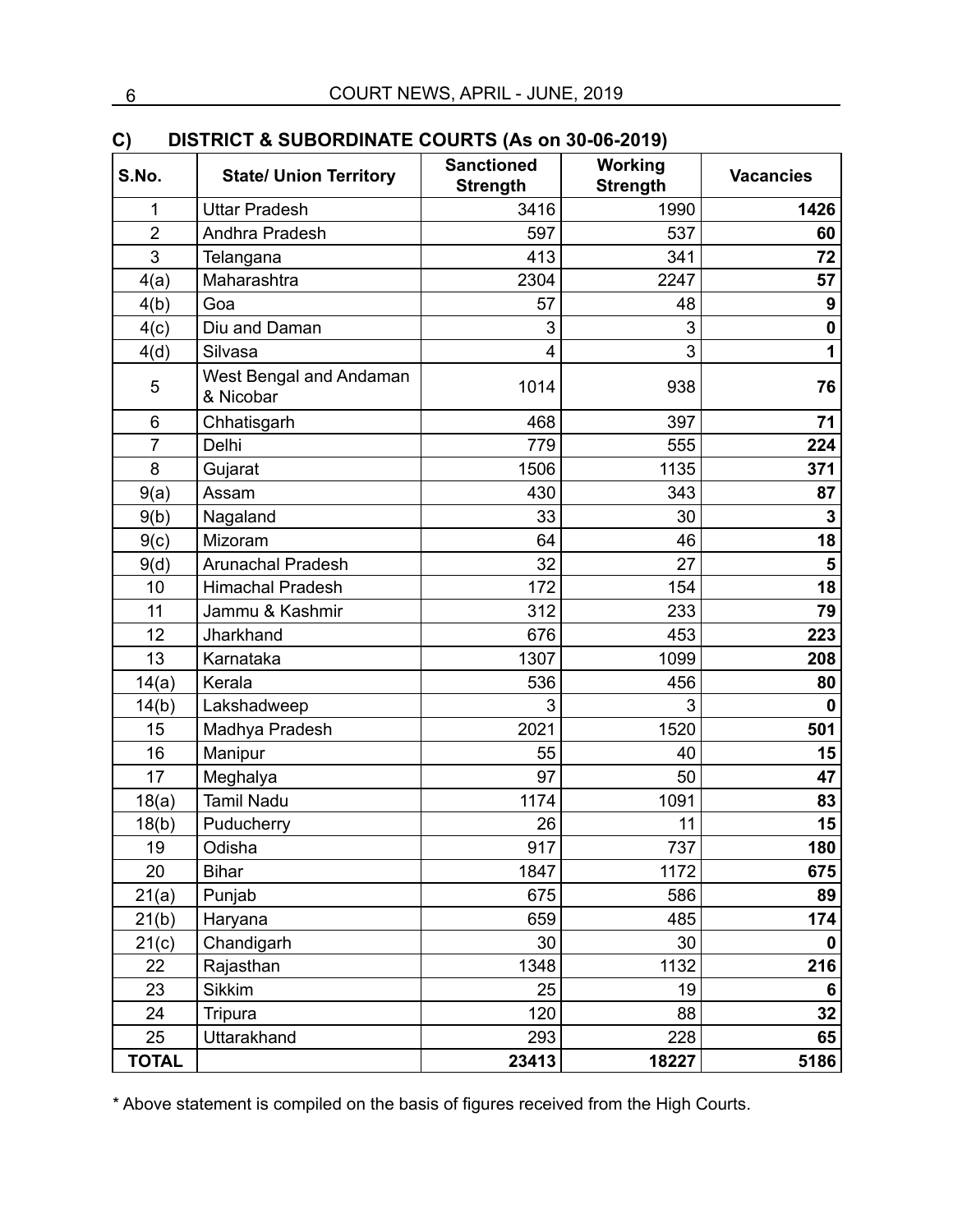## C) DISTRICT & SUBORDINATE COURTS (As on 30-06-2019)

| S.No. | State/ Union Territory | Sanctioned Strength | Working Strength | Vacancies |
|---|---|---|---|---|
| 1 | Uttar Pradesh | 3416 | 1990 | **1426** |
| 2 | Andhra Pradesh | 597 | 537 | **60** |
| 3 | Telangana | 413 | 341 | **72** |
| 4(a) | Maharashtra | 2304 | 2247 | **57** |
| 4(b) | Goa | 57 | 48 | **9** |
| 4(c) | Diu and Daman | 3 | 3 | **0** |
| 4(d) | Silvasa | 4 | 3 | **1** |
| 5 | West Bengal and Andaman & Nicobar | 1014 | 938 | **76** |
| 6 | Chhatisgarh | 468 | 397 | **71** |
| 7 | Delhi | 779 | 555 | **224** |
| 8 | Gujarat | 1506 | 1135 | **371** |
| 9(a) | Assam | 430 | 343 | **87** |
| 9(b) | Nagaland | 33 | 30 | **3** |
| 9(c) | Mizoram | 64 | 46 | **18** |
| 9(d) | Arunachal Pradesh | 32 | 27 | **5** |
| 10 | Himachal Pradesh | 172 | 154 | **18** |
| 11 | Jammu & Kashmir | 312 | 233 | **79** |
| 12 | Jharkhand | 676 | 453 | **223** |
| 13 | Karnataka | 1307 | 1099 | **208** |
| 14(a) | Kerala | 536 | 456 | **80** |
| 14(b) | Lakshadweep | 3 | 3 | **0** |
| 15 | Madhya Pradesh | 2021 | 1520 | **501** |
| 16 | Manipur | 55 | 40 | **15** |
| 17 | Meghalya | 97 | 50 | **47** |
| 18(a) | Tamil Nadu | 1174 | 1091 | **83** |
| 18(b) | Puducherry | 26 | 11 | **15** |
| 19 | Odisha | 917 | 737 | **180** |
| 20 | Bihar | 1847 | 1172 | **675** |
| 21(a) | Punjab | 675 | 586 | **89** |
| 21(b) | Haryana | 659 | 485 | **174** |
| 21(c) | Chandigarh | 30 | 30 | **0** |
| 22 | Rajasthan | 1348 | 1132 | **216** |
| 23 | Sikkim | 25 | 19 | **6** |
| 24 | Tripura | 120 | 88 | **32** |
| 25 | Uttarakhand | 293 | 228 | **65** |
| **TOTAL** | | **23413** | **18227** | **5186** |

* Above statement is compiled on the basis of figures received from the High Courts.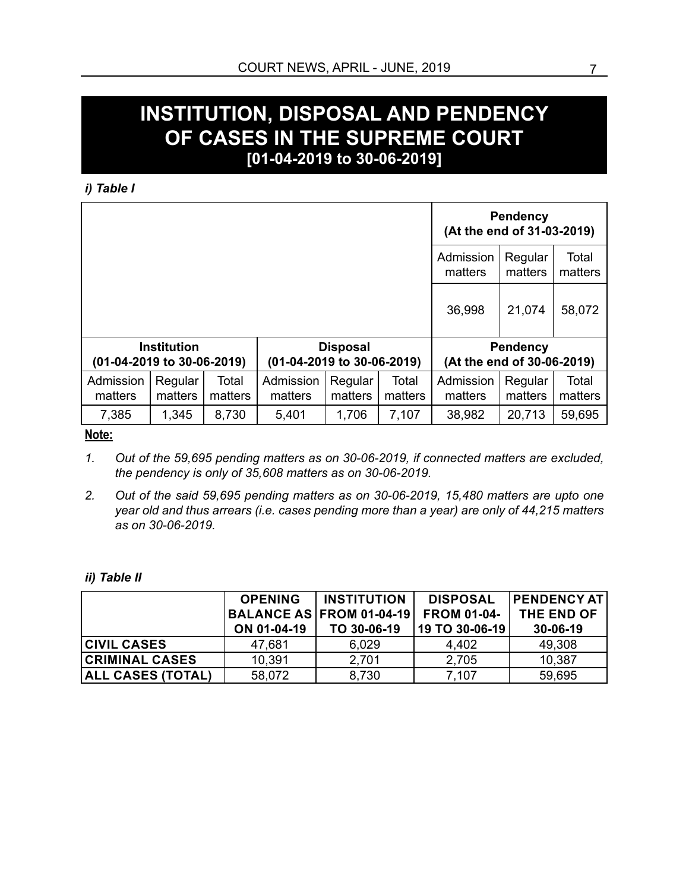# INSTITUTION, DISPOSAL AND PENDENCY OF CASES IN THE SUPREME COURT [01-04-2019 to 30-06-2019]

***i) Table I***

| | | | | | | Pendency (At the end of 31-03-2019) | | |
|---|---|---|---|---|---|---|---|---|
| | | | | | | Admission matters | Regular matters | Total matters |
| | | | | | | 36,998 | 21,074 | 58,072 |
| **Institution (01-04-2019 to 30-06-2019)** | | | **Disposal (01-04-2019 to 30-06-2019)** | | | **Pendency (At the end of 30-06-2019)** | | |
| Admission matters | Regular matters | Total matters | Admission matters | Regular matters | Total matters | Admission matters | Regular matters | Total matters |
| 7,385 | 1,345 | 8,730 | 5,401 | 1,706 | 7,107 | 38,982 | 20,713 | 59,695 |

**Note:**

1. *Out of the 59,695 pending matters as on 30-06-2019, if connected matters are excluded, the pendency is only of 35,608 matters as on 30-06-2019.*
2. *Out of the said 59,695 pending matters as on 30-06-2019, 15,480 matters are upto one year old and thus arrears (i.e. cases pending more than a year) are only of 44,215 matters as on 30-06-2019.*

***ii) Table II***

| | OPENING BALANCE AS ON 01-04-19 | INSTITUTION FROM 01-04-19 TO 30-06-19 | DISPOSAL FROM 01-04-19 TO 30-06-19 | PENDENCY AT THE END OF 30-06-19 |
|---|---|---|---|---|
| **CIVIL CASES** | 47,681 | 6,029 | 4,402 | 49,308 |
| **CRIMINAL CASES** | 10,391 | 2,701 | 2,705 | 10,387 |
| **ALL CASES (TOTAL)** | 58,072 | 8,730 | 7,107 | 59,695 |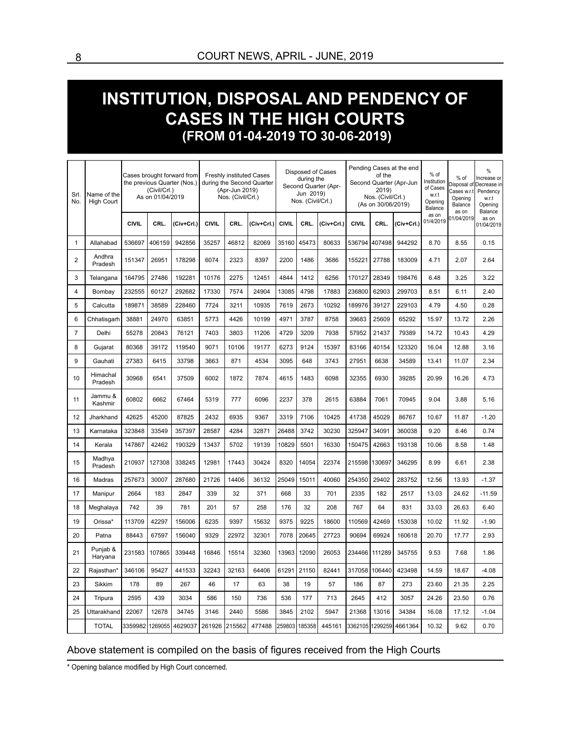# INSTITUTION, DISPOSAL AND PENDENCY OF CASES IN THE HIGH COURTS

## (FROM 01-04-2019 TO 30-06-2019)

| Srl. No. | Name of the High Court | Cases brought forward from the previous Quarter (Nos.) (Civil/Crl.) As on 01/04/2019 | | | Freshly instituted Cases during the Second Quarter (Apr-Jun 2019) Nos. (Civil/Crl.) | | | Disposed of Cases during the Second Quarter (Apr-Jun 2019) Nos. (Civil/Crl.) | | | Pending Cases at the end of the Second Quarter (Apr-Jun 2019) Nos. (Civil/Crl.) (As on 30/06/2019) | | | % of Institution of Cases w.r.t Opening Balance as on 01/4/2019 | % of Disposal of Cases w.r.t Opening Balance as on 01/04/2019 | % Increase or Decrease in Pendency w.r.t Opening Balance as on 01/04/2019 |
|---|---|---|---|---|---|---|---|---|---|---|---|---|---|---|---|---|
| | | CIVIL | CRL. | (Civ+Crl.) | CIVIL | CRL. | (Civ+Crl.) | CIVIL | CRL. | (Civ+Crl.) | CIVIL | CRL. | (Civ+Crl.) | | | |
| 1 | Allahabad | 536697 | 406159 | 942856 | 35257 | 46812 | 82069 | 35160 | 45473 | 80633 | 536794 | 407498 | 944292 | 8.70 | 8.55 | 0.15 |
| 2 | Andhra Pradesh | 151347 | 26951 | 178298 | 6074 | 2323 | 8397 | 2200 | 1486 | 3686 | 155221 | 27788 | 183009 | 4.71 | 2.07 | 2.64 |
| 3 | Telangana | 164795 | 27486 | 192281 | 10176 | 2275 | 12451 | 4844 | 1412 | 6256 | 170127 | 28349 | 198476 | 6.48 | 3.25 | 3.22 |
| 4 | Bombay | 232555 | 60127 | 292682 | 17330 | 7574 | 24904 | 13085 | 4798 | 17883 | 236800 | 62903 | 299703 | 8.51 | 6.11 | 2.40 |
| 5 | Calcutta | 189871 | 38589 | 228460 | 7724 | 3211 | 10935 | 7619 | 2673 | 10292 | 189976 | 39127 | 229103 | 4.79 | 4.50 | 0.28 |
| 6 | Chhatisgarh | 38881 | 24970 | 63851 | 5773 | 4426 | 10199 | 4971 | 3787 | 8758 | 39683 | 25609 | 65292 | 15.97 | 13.72 | 2.26 |
| 7 | Delhi | 55278 | 20843 | 76121 | 7403 | 3803 | 11206 | 4729 | 3209 | 7938 | 57952 | 21437 | 79389 | 14.72 | 10.43 | 4.29 |
| 8 | Gujarat | 80368 | 39172 | 119540 | 9071 | 10106 | 19177 | 6273 | 9124 | 15397 | 83166 | 40154 | 123320 | 16.04 | 12.88 | 3.16 |
| 9 | Gauhati | 27383 | 6415 | 33798 | 3663 | 871 | 4534 | 3095 | 648 | 3743 | 27951 | 6638 | 34589 | 13.41 | 11.07 | 2.34 |
| 10 | Himachal Pradesh | 30968 | 6541 | 37509 | 6002 | 1872 | 7874 | 4615 | 1483 | 6098 | 32355 | 6930 | 39285 | 20.99 | 16.26 | 4.73 |
| 11 | Jammu & Kashmir | 60802 | 6662 | 67464 | 5319 | 777 | 6096 | 2237 | 378 | 2615 | 63884 | 7061 | 70945 | 9.04 | 3.88 | 5.16 |
| 12 | Jharkhand | 42625 | 45200 | 87825 | 2432 | 6935 | 9367 | 3319 | 7106 | 10425 | 41738 | 45029 | 86767 | 10.67 | 11.87 | -1.20 |
| 13 | Karnataka | 323848 | 33549 | 357397 | 28587 | 4284 | 32871 | 26488 | 3742 | 30230 | 325947 | 34091 | 360038 | 9.20 | 8.46 | 0.74 |
| 14 | Kerala | 147867 | 42462 | 190329 | 13437 | 5702 | 19139 | 10829 | 5501 | 16330 | 150475 | 42663 | 193138 | 10.06 | 8.58 | 1.48 |
| 15 | Madhya Pradesh | 210937 | 127308 | 338245 | 12981 | 17443 | 30424 | 8320 | 14054 | 22374 | 215598 | 130697 | 346295 | 8.99 | 6.61 | 2.38 |
| 16 | Madras | 257673 | 30007 | 287680 | 21726 | 14406 | 36132 | 25049 | 15011 | 40060 | 254350 | 29402 | 283752 | 12.56 | 13.93 | -1.37 |
| 17 | Manipur | 2664 | 183 | 2847 | 339 | 32 | 371 | 668 | 33 | 701 | 2335 | 182 | 2517 | 13.03 | 24.62 | -11.59 |
| 18 | Meghalaya | 742 | 39 | 781 | 201 | 57 | 258 | 176 | 32 | 208 | 767 | 64 | 831 | 33.03 | 26.63 | 6.40 |
| 19 | Orissa* | 113709 | 42297 | 156006 | 6235 | 9397 | 15632 | 9375 | 9225 | 18600 | 110569 | 42469 | 153038 | 10.02 | 11.92 | -1.90 |
| 20 | Patna | 88443 | 67597 | 156040 | 9329 | 22972 | 32301 | 7078 | 20645 | 27723 | 90694 | 69924 | 160618 | 20.70 | 17.77 | 2.93 |
| 21 | Punjab & Haryana | 231583 | 107865 | 339448 | 16846 | 15514 | 32360 | 13963 | 12090 | 26053 | 234466 | 111289 | 345755 | 9.53 | 7.68 | 1.86 |
| 22 | Rajasthan* | 346106 | 95427 | 441533 | 32243 | 32163 | 64406 | 61291 | 21150 | 82441 | 317058 | 106440 | 423498 | 14.59 | 18.67 | -4.08 |
| 23 | Sikkim | 178 | 89 | 267 | 46 | 17 | 63 | 38 | 19 | 57 | 186 | 87 | 273 | 23.60 | 21.35 | 2.25 |
| 24 | Tripura | 2595 | 439 | 3034 | 586 | 150 | 736 | 536 | 177 | 713 | 2645 | 412 | 3057 | 24.26 | 23.50 | 0.76 |
| 25 | Uttarakhand | 22067 | 12678 | 34745 | 3146 | 2440 | 5586 | 3845 | 2102 | 5947 | 21368 | 13016 | 34384 | 16.08 | 17.12 | -1.04 |
| | TOTAL | 3359982 | 1269055 | 4629037 | 261926 | 215562 | 477488 | 259803 | 185358 | 445161 | 3362105 | 1299259 | 4661364 | 10.32 | 9.62 | 0.70 |

Above statement is compiled on the basis of figures received from the High Courts

\* Opening balance modified by High Court concerned.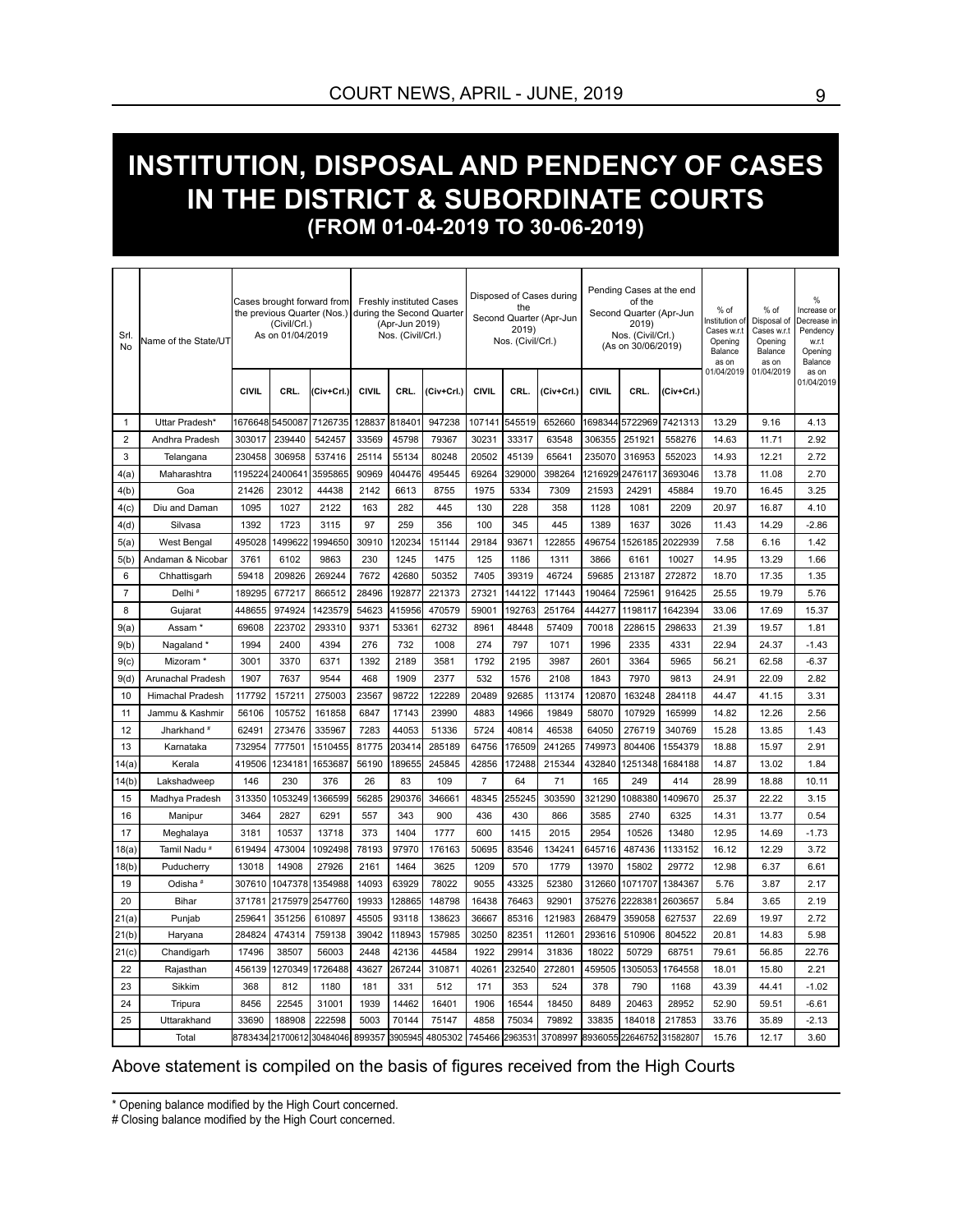# INSTITUTION, DISPOSAL AND PENDENCY OF CASES IN THE DISTRICT & SUBORDINATE COURTS

### (FROM 01-04-2019 TO 30-06-2019)

| Srl. No | Name of the State/UT | Cases brought forward from the previous Quarter (Nos.) (Civil/Crl.) As on 01/04/2019 | | | Freshly instituted Cases during the Second Quarter (Apr-Jun 2019) Nos. (Civil/Crl.) | | | Disposed of Cases during the Second Quarter (Apr-Jun 2019) Nos. (Civil/Crl.) | | | Pending Cases at the end of the Second Quarter (Apr-Jun 2019) Nos. (Civil/Crl.) (As on 30/06/2019) | | | % of Institution of Cases w.r.t Opening Balance as on 01/04/2019 | % of Disposal of Cases w.r.t Opening Balance as on 01/04/2019 | % Increase or Decrease in Pendency w.r.t Opening Balance as on 01/04/2019 |
|---|---|---|---|---|---|---|---|---|---|---|---|---|---|---|---|---|
| | | CIVIL | CRL. | (Civ+Crl.) | CIVIL | CRL. | (Civ+Crl.) | CIVIL | CRL. | (Civ+Crl.) | CIVIL | CRL. | (Civ+Crl.) | | | |
| 1 | Uttar Pradesh* | 1676648 | 5450087 | 7126735 | 128837 | 818401 | 947238 | 107141 | 545519 | 652660 | 1698344 | 5722969 | 7421313 | 13.29 | 9.16 | 4.13 |
| 2 | Andhra Pradesh | 303017 | 239440 | 542457 | 33569 | 45798 | 79367 | 30231 | 33317 | 63548 | 306355 | 251921 | 558276 | 14.63 | 11.71 | 2.92 |
| 3 | Telangana | 230458 | 306958 | 537416 | 25114 | 55134 | 80248 | 20502 | 45139 | 65641 | 235070 | 316953 | 552023 | 14.93 | 12.21 | 2.72 |
| 4(a) | Maharashtra | 1195224 | 2400641 | 3595865 | 90969 | 404476 | 495445 | 69264 | 329000 | 398264 | 1216929 | 2476117 | 3693046 | 13.78 | 11.08 | 2.70 |
| 4(b) | Goa | 21426 | 23012 | 44438 | 2142 | 6613 | 8755 | 1975 | 5334 | 7309 | 21593 | 24291 | 45884 | 19.70 | 16.45 | 3.25 |
| 4(c) | Diu and Daman | 1095 | 1027 | 2122 | 163 | 282 | 445 | 130 | 228 | 358 | 1128 | 1081 | 2209 | 20.97 | 16.87 | 4.10 |
| 4(d) | Silvasa | 1392 | 1723 | 3115 | 97 | 259 | 356 | 100 | 345 | 445 | 1389 | 1637 | 3026 | 11.43 | 14.29 | -2.86 |
| 5(a) | West Bengal | 495028 | 1499622 | 1994650 | 30910 | 120234 | 151144 | 29184 | 93671 | 122855 | 496754 | 1526185 | 2022939 | 7.58 | 6.16 | 1.42 |
| 5(b) | Andaman & Nicobar | 3761 | 6102 | 9863 | 230 | 1245 | 1475 | 125 | 1186 | 1311 | 3866 | 6161 | 10027 | 14.95 | 13.29 | 1.66 |
| 6 | Chhattisgarh | 59418 | 209826 | 269244 | 7672 | 42680 | 50352 | 7405 | 39319 | 46724 | 59685 | 213187 | 272872 | 18.70 | 17.35 | 1.35 |
| 7 | Delhi # | 189295 | 677217 | 866512 | 28496 | 192877 | 221373 | 27321 | 144122 | 171443 | 190464 | 725961 | 916425 | 25.55 | 19.79 | 5.76 |
| 8 | Gujarat | 448655 | 974924 | 1423579 | 54623 | 415956 | 470579 | 59001 | 192763 | 251764 | 444277 | 1198117 | 1642394 | 33.06 | 17.69 | 15.37 |
| 9(a) | Assam * | 69608 | 223702 | 293310 | 9371 | 53361 | 62732 | 8961 | 48448 | 57409 | 70018 | 228615 | 298633 | 21.39 | 19.57 | 1.81 |
| 9(b) | Nagaland * | 1994 | 2400 | 4394 | 276 | 732 | 1008 | 274 | 797 | 1071 | 1996 | 2335 | 4331 | 22.94 | 24.37 | -1.43 |
| 9(c) | Mizoram * | 3001 | 3370 | 6371 | 1392 | 2189 | 3581 | 1792 | 2195 | 3987 | 2601 | 3364 | 5965 | 56.21 | 62.58 | -6.37 |
| 9(d) | Arunachal Pradesh | 1907 | 7637 | 9544 | 468 | 1909 | 2377 | 532 | 1576 | 2108 | 1843 | 7970 | 9813 | 24.91 | 22.09 | 2.82 |
| 10 | Himachal Pradesh | 117792 | 157211 | 275003 | 23567 | 98722 | 122289 | 20489 | 92685 | 113174 | 120870 | 163248 | 284118 | 44.47 | 41.15 | 3.31 |
| 11 | Jammu & Kashmir | 56106 | 105752 | 161858 | 6847 | 17143 | 23990 | 4883 | 14966 | 19849 | 58070 | 107929 | 165999 | 14.82 | 12.26 | 2.56 |
| 12 | Jharkhand # | 62491 | 273476 | 335967 | 7283 | 44053 | 51336 | 5724 | 40814 | 46538 | 64050 | 276719 | 340769 | 15.28 | 13.85 | 1.43 |
| 13 | Karnataka | 732954 | 777501 | 1510455 | 81775 | 203414 | 285189 | 64756 | 176509 | 241265 | 749973 | 804406 | 1554379 | 18.88 | 15.97 | 2.91 |
| 14(a) | Kerala | 419506 | 1234181 | 1653687 | 56190 | 189655 | 245845 | 42856 | 172488 | 215344 | 432840 | 1251348 | 1684188 | 14.87 | 13.02 | 1.84 |
| 14(b) | Lakshadweep | 146 | 230 | 376 | 26 | 83 | 109 | 7 | 64 | 71 | 165 | 249 | 414 | 28.99 | 18.88 | 10.11 |
| 15 | Madhya Pradesh | 313350 | 1053249 | 1366599 | 56285 | 290376 | 346661 | 48345 | 255245 | 303590 | 321290 | 1088380 | 1409670 | 25.37 | 22.22 | 3.15 |
| 16 | Manipur | 3464 | 2827 | 6291 | 557 | 343 | 900 | 436 | 430 | 866 | 3585 | 2740 | 6325 | 14.31 | 13.77 | 0.54 |
| 17 | Meghalaya | 3181 | 10537 | 13718 | 373 | 1404 | 1777 | 600 | 1415 | 2015 | 2954 | 10526 | 13480 | 12.95 | 14.69 | -1.73 |
| 18(a) | Tamil Nadu # | 619494 | 473004 | 1092498 | 78193 | 97970 | 176163 | 50695 | 83546 | 134241 | 645716 | 487436 | 1133152 | 16.12 | 12.29 | 3.72 |
| 18(b) | Puducherry | 13018 | 14908 | 27926 | 2161 | 1464 | 3625 | 1209 | 570 | 1779 | 13970 | 15802 | 29772 | 12.98 | 6.37 | 6.61 |
| 19 | Odisha # | 307610 | 1047378 | 1354988 | 14093 | 63929 | 78022 | 9055 | 43325 | 52380 | 312660 | 1071707 | 1384367 | 5.76 | 3.87 | 2.17 |
| 20 | Bihar | 371781 | 2175979 | 2547760 | 19933 | 128865 | 148798 | 16438 | 76463 | 92901 | 375276 | 2228381 | 2603657 | 5.84 | 3.65 | 2.19 |
| 21(a) | Punjab | 259641 | 351256 | 610897 | 45505 | 93118 | 138623 | 36667 | 85316 | 121983 | 268479 | 359058 | 627537 | 22.69 | 19.97 | 2.72 |
| 21(b) | Haryana | 284824 | 474314 | 759138 | 39042 | 118943 | 157985 | 30250 | 82351 | 112601 | 293616 | 510906 | 804522 | 20.81 | 14.83 | 5.98 |
| 21(c) | Chandigarh | 17496 | 38507 | 56003 | 2448 | 42136 | 44584 | 1922 | 29914 | 31836 | 18022 | 50729 | 68751 | 79.61 | 56.85 | 22.76 |
| 22 | Rajasthan | 456139 | 1270349 | 1726488 | 43627 | 267244 | 310871 | 40261 | 232540 | 272801 | 459505 | 1305053 | 1764558 | 18.01 | 15.80 | 2.21 |
| 23 | Sikkim | 368 | 812 | 1180 | 181 | 331 | 512 | 171 | 353 | 524 | 378 | 790 | 1168 | 43.39 | 44.41 | -1.02 |
| 24 | Tripura | 8456 | 22545 | 31001 | 1939 | 14462 | 16401 | 1906 | 16544 | 18450 | 8489 | 20463 | 28952 | 52.90 | 59.51 | -6.61 |
| 25 | Uttarakhand | 33690 | 188908 | 222598 | 5003 | 70144 | 75147 | 4858 | 75034 | 79892 | 33835 | 184018 | 217853 | 33.76 | 35.89 | -2.13 |
| | Total | 8783434 | 21700612 | 30484046 | 899357 | 3905945 | 4805302 | 745466 | 2963531 | 3708997 | 8936055 | 22646752 | 31582807 | 15.76 | 12.17 | 3.60 |

Above statement is compiled on the basis of figures received from the High Courts

\* Opening balance modified by the High Court concerned.

\# Closing balance modified by the High Court concerned.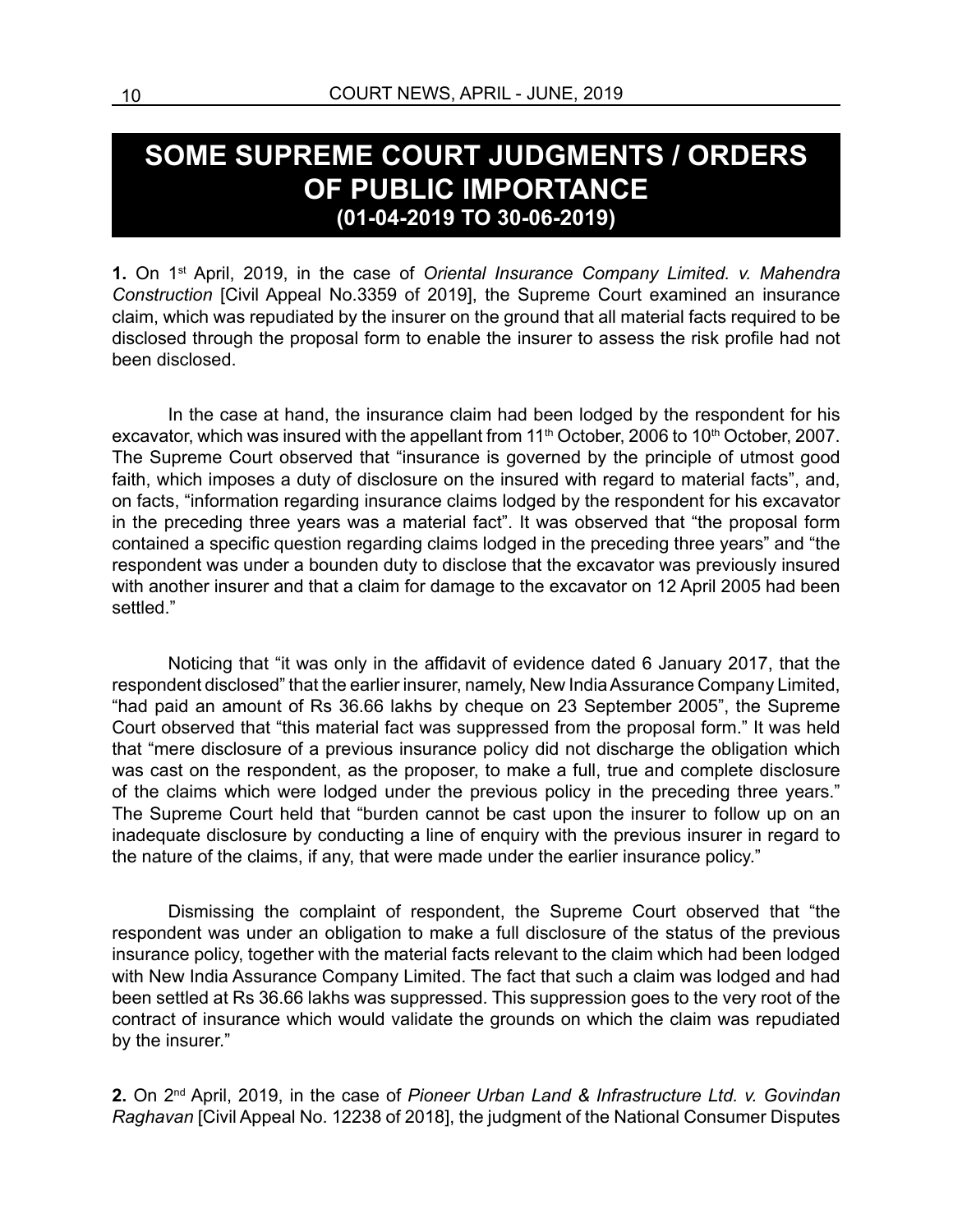# SOME SUPREME COURT JUDGMENTS / ORDERS OF PUBLIC IMPORTANCE
## (01-04-2019 TO 30-06-2019)

**1.** On 1st April, 2019, in the case of *Oriental Insurance Company Limited. v. Mahendra Construction* [Civil Appeal No.3359 of 2019], the Supreme Court examined an insurance claim, which was repudiated by the insurer on the ground that all material facts required to be disclosed through the proposal form to enable the insurer to assess the risk profile had not been disclosed.

In the case at hand, the insurance claim had been lodged by the respondent for his excavator, which was insured with the appellant from 11th October, 2006 to 10th October, 2007. The Supreme Court observed that "insurance is governed by the principle of utmost good faith, which imposes a duty of disclosure on the insured with regard to material facts", and, on facts, "information regarding insurance claims lodged by the respondent for his excavator in the preceding three years was a material fact". It was observed that "the proposal form contained a specific question regarding claims lodged in the preceding three years" and "the respondent was under a bounden duty to disclose that the excavator was previously insured with another insurer and that a claim for damage to the excavator on 12 April 2005 had been settled."

Noticing that "it was only in the affidavit of evidence dated 6 January 2017, that the respondent disclosed" that the earlier insurer, namely, New India Assurance Company Limited, "had paid an amount of Rs 36.66 lakhs by cheque on 23 September 2005", the Supreme Court observed that "this material fact was suppressed from the proposal form." It was held that "mere disclosure of a previous insurance policy did not discharge the obligation which was cast on the respondent, as the proposer, to make a full, true and complete disclosure of the claims which were lodged under the previous policy in the preceding three years." The Supreme Court held that "burden cannot be cast upon the insurer to follow up on an inadequate disclosure by conducting a line of enquiry with the previous insurer in regard to the nature of the claims, if any, that were made under the earlier insurance policy."

Dismissing the complaint of respondent, the Supreme Court observed that "the respondent was under an obligation to make a full disclosure of the status of the previous insurance policy, together with the material facts relevant to the claim which had been lodged with New India Assurance Company Limited. The fact that such a claim was lodged and had been settled at Rs 36.66 lakhs was suppressed. This suppression goes to the very root of the contract of insurance which would validate the grounds on which the claim was repudiated by the insurer."

**2.** On 2nd April, 2019, in the case of *Pioneer Urban Land & Infrastructure Ltd. v. Govindan Raghavan* [Civil Appeal No. 12238 of 2018], the judgment of the National Consumer Disputes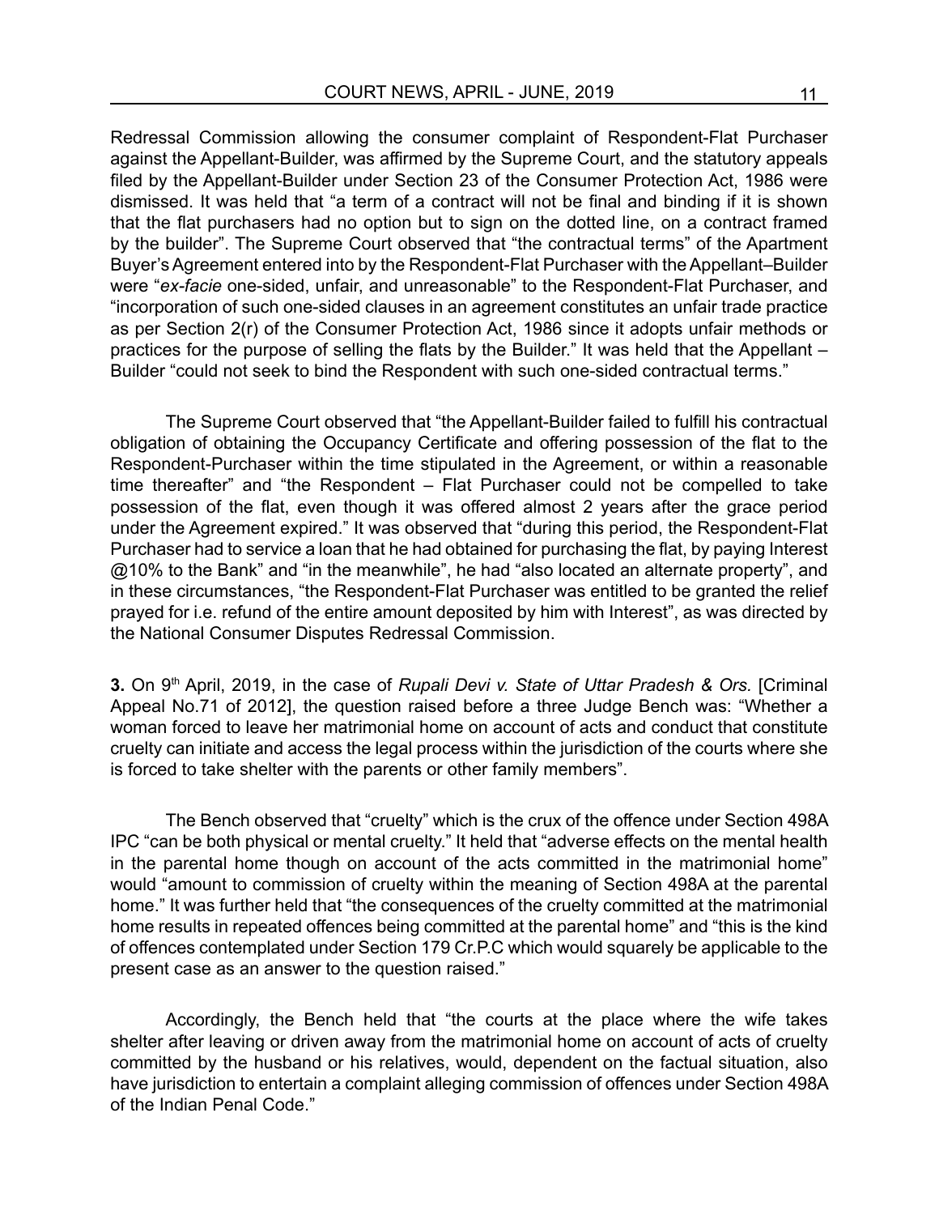Redressal Commission allowing the consumer complaint of Respondent-Flat Purchaser against the Appellant-Builder, was affirmed by the Supreme Court, and the statutory appeals filed by the Appellant-Builder under Section 23 of the Consumer Protection Act, 1986 were dismissed. It was held that "a term of a contract will not be final and binding if it is shown that the flat purchasers had no option but to sign on the dotted line, on a contract framed by the builder". The Supreme Court observed that "the contractual terms" of the Apartment Buyer's Agreement entered into by the Respondent-Flat Purchaser with the Appellant–Builder were "*ex-facie* one-sided, unfair, and unreasonable" to the Respondent-Flat Purchaser, and "incorporation of such one-sided clauses in an agreement constitutes an unfair trade practice as per Section 2(r) of the Consumer Protection Act, 1986 since it adopts unfair methods or practices for the purpose of selling the flats by the Builder." It was held that the Appellant – Builder "could not seek to bind the Respondent with such one-sided contractual terms."

The Supreme Court observed that "the Appellant-Builder failed to fulfill his contractual obligation of obtaining the Occupancy Certificate and offering possession of the flat to the Respondent-Purchaser within the time stipulated in the Agreement, or within a reasonable time thereafter" and "the Respondent – Flat Purchaser could not be compelled to take possession of the flat, even though it was offered almost 2 years after the grace period under the Agreement expired." It was observed that "during this period, the Respondent-Flat Purchaser had to service a loan that he had obtained for purchasing the flat, by paying Interest @10% to the Bank" and "in the meanwhile", he had "also located an alternate property", and in these circumstances, "the Respondent-Flat Purchaser was entitled to be granted the relief prayed for i.e. refund of the entire amount deposited by him with Interest", as was directed by the National Consumer Disputes Redressal Commission.

**3.** On 9th April, 2019, in the case of *Rupali Devi v. State of Uttar Pradesh & Ors.* [Criminal Appeal No.71 of 2012], the question raised before a three Judge Bench was: "Whether a woman forced to leave her matrimonial home on account of acts and conduct that constitute cruelty can initiate and access the legal process within the jurisdiction of the courts where she is forced to take shelter with the parents or other family members".

The Bench observed that "cruelty" which is the crux of the offence under Section 498A IPC "can be both physical or mental cruelty." It held that "adverse effects on the mental health in the parental home though on account of the acts committed in the matrimonial home" would "amount to commission of cruelty within the meaning of Section 498A at the parental home." It was further held that "the consequences of the cruelty committed at the matrimonial home results in repeated offences being committed at the parental home" and "this is the kind of offences contemplated under Section 179 Cr.P.C which would squarely be applicable to the present case as an answer to the question raised."

Accordingly, the Bench held that "the courts at the place where the wife takes shelter after leaving or driven away from the matrimonial home on account of acts of cruelty committed by the husband or his relatives, would, dependent on the factual situation, also have jurisdiction to entertain a complaint alleging commission of offences under Section 498A of the Indian Penal Code."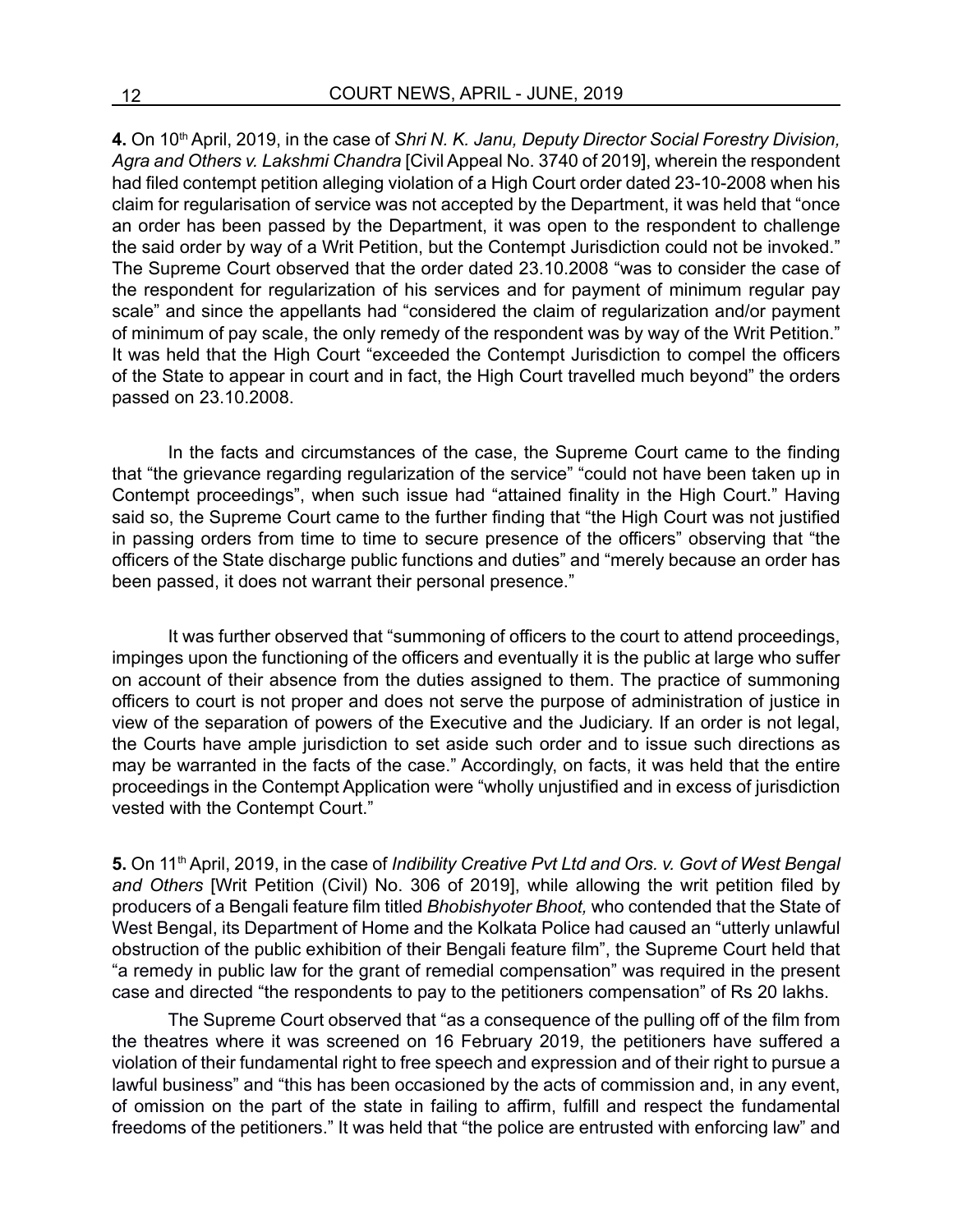**4.** On 10th April, 2019, in the case of *Shri N. K. Janu, Deputy Director Social Forestry Division, Agra and Others v. Lakshmi Chandra* [Civil Appeal No. 3740 of 2019], wherein the respondent had filed contempt petition alleging violation of a High Court order dated 23-10-2008 when his claim for regularisation of service was not accepted by the Department, it was held that "once an order has been passed by the Department, it was open to the respondent to challenge the said order by way of a Writ Petition, but the Contempt Jurisdiction could not be invoked." The Supreme Court observed that the order dated 23.10.2008 "was to consider the case of the respondent for regularization of his services and for payment of minimum regular pay scale" and since the appellants had "considered the claim of regularization and/or payment of minimum of pay scale, the only remedy of the respondent was by way of the Writ Petition." It was held that the High Court "exceeded the Contempt Jurisdiction to compel the officers of the State to appear in court and in fact, the High Court travelled much beyond" the orders passed on 23.10.2008.

In the facts and circumstances of the case, the Supreme Court came to the finding that "the grievance regarding regularization of the service" "could not have been taken up in Contempt proceedings", when such issue had "attained finality in the High Court." Having said so, the Supreme Court came to the further finding that "the High Court was not justified in passing orders from time to time to secure presence of the officers" observing that "the officers of the State discharge public functions and duties" and "merely because an order has been passed, it does not warrant their personal presence."

It was further observed that "summoning of officers to the court to attend proceedings, impinges upon the functioning of the officers and eventually it is the public at large who suffer on account of their absence from the duties assigned to them. The practice of summoning officers to court is not proper and does not serve the purpose of administration of justice in view of the separation of powers of the Executive and the Judiciary. If an order is not legal, the Courts have ample jurisdiction to set aside such order and to issue such directions as may be warranted in the facts of the case." Accordingly, on facts, it was held that the entire proceedings in the Contempt Application were "wholly unjustified and in excess of jurisdiction vested with the Contempt Court."

**5.** On 11th April, 2019, in the case of *Indibility Creative Pvt Ltd and Ors. v. Govt of West Bengal and Others* [Writ Petition (Civil) No. 306 of 2019], while allowing the writ petition filed by producers of a Bengali feature film titled *Bhobishyoter Bhoot,* who contended that the State of West Bengal, its Department of Home and the Kolkata Police had caused an "utterly unlawful obstruction of the public exhibition of their Bengali feature film", the Supreme Court held that "a remedy in public law for the grant of remedial compensation" was required in the present case and directed "the respondents to pay to the petitioners compensation" of Rs 20 lakhs.

The Supreme Court observed that "as a consequence of the pulling off of the film from the theatres where it was screened on 16 February 2019, the petitioners have suffered a violation of their fundamental right to free speech and expression and of their right to pursue a lawful business" and "this has been occasioned by the acts of commission and, in any event, of omission on the part of the state in failing to affirm, fulfill and respect the fundamental freedoms of the petitioners." It was held that "the police are entrusted with enforcing law" and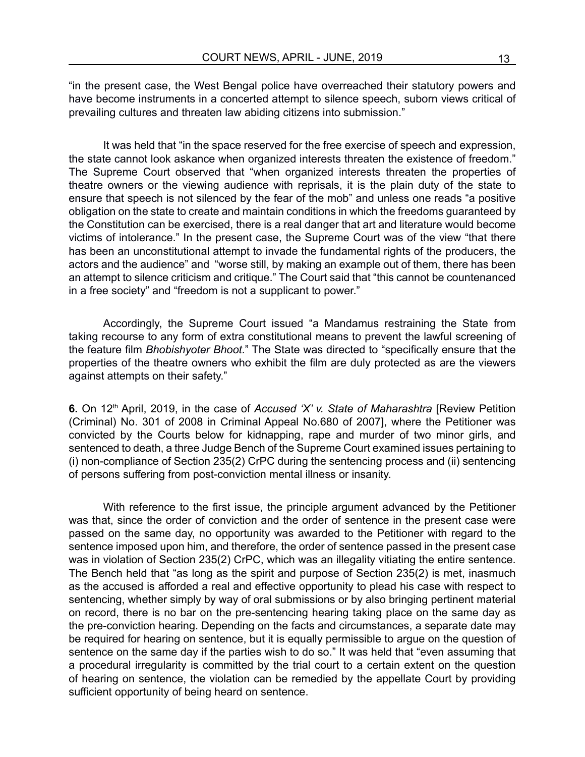"in the present case, the West Bengal police have overreached their statutory powers and have become instruments in a concerted attempt to silence speech, suborn views critical of prevailing cultures and threaten law abiding citizens into submission."

It was held that "in the space reserved for the free exercise of speech and expression, the state cannot look askance when organized interests threaten the existence of freedom." The Supreme Court observed that "when organized interests threaten the properties of theatre owners or the viewing audience with reprisals, it is the plain duty of the state to ensure that speech is not silenced by the fear of the mob" and unless one reads "a positive obligation on the state to create and maintain conditions in which the freedoms guaranteed by the Constitution can be exercised, there is a real danger that art and literature would become victims of intolerance." In the present case, the Supreme Court was of the view "that there has been an unconstitutional attempt to invade the fundamental rights of the producers, the actors and the audience" and "worse still, by making an example out of them, there has been an attempt to silence criticism and critique." The Court said that "this cannot be countenanced in a free society" and "freedom is not a supplicant to power."

Accordingly, the Supreme Court issued "a Mandamus restraining the State from taking recourse to any form of extra constitutional means to prevent the lawful screening of the feature film *Bhobishyoter Bhoot*." The State was directed to "specifically ensure that the properties of the theatre owners who exhibit the film are duly protected as are the viewers against attempts on their safety."

**6.** On 12th April, 2019, in the case of *Accused 'X' v. State of Maharashtra* [Review Petition (Criminal) No. 301 of 2008 in Criminal Appeal No.680 of 2007], where the Petitioner was convicted by the Courts below for kidnapping, rape and murder of two minor girls, and sentenced to death, a three Judge Bench of the Supreme Court examined issues pertaining to (i) non-compliance of Section 235(2) CrPC during the sentencing process and (ii) sentencing of persons suffering from post-conviction mental illness or insanity.

With reference to the first issue, the principle argument advanced by the Petitioner was that, since the order of conviction and the order of sentence in the present case were passed on the same day, no opportunity was awarded to the Petitioner with regard to the sentence imposed upon him, and therefore, the order of sentence passed in the present case was in violation of Section 235(2) CrPC, which was an illegality vitiating the entire sentence. The Bench held that "as long as the spirit and purpose of Section 235(2) is met, inasmuch as the accused is afforded a real and effective opportunity to plead his case with respect to sentencing, whether simply by way of oral submissions or by also bringing pertinent material on record, there is no bar on the pre-sentencing hearing taking place on the same day as the pre-conviction hearing. Depending on the facts and circumstances, a separate date may be required for hearing on sentence, but it is equally permissible to argue on the question of sentence on the same day if the parties wish to do so." It was held that "even assuming that a procedural irregularity is committed by the trial court to a certain extent on the question of hearing on sentence, the violation can be remedied by the appellate Court by providing sufficient opportunity of being heard on sentence.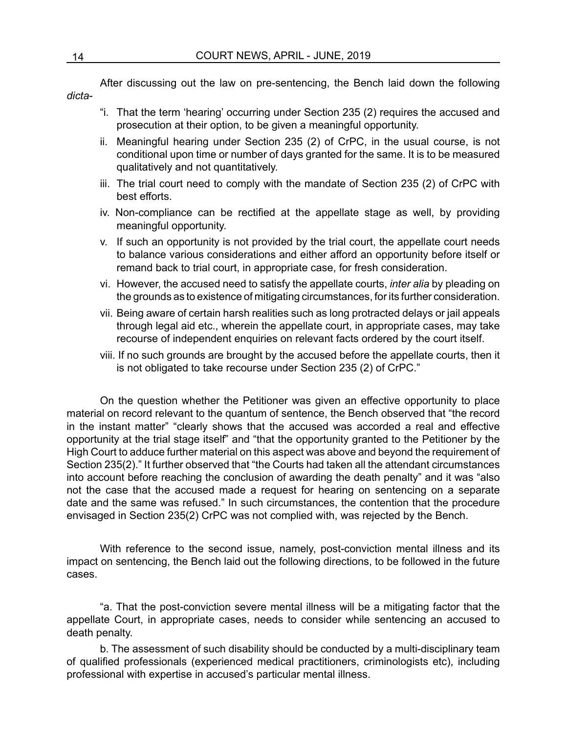After discussing out the law on pre-sentencing, the Bench laid down the following *dicta*-

"i. That the term 'hearing' occurring under Section 235 (2) requires the accused and prosecution at their option, to be given a meaningful opportunity.

ii. Meaningful hearing under Section 235 (2) of CrPC, in the usual course, is not conditional upon time or number of days granted for the same. It is to be measured qualitatively and not quantitatively.

iii. The trial court need to comply with the mandate of Section 235 (2) of CrPC with best efforts.

iv. Non-compliance can be rectified at the appellate stage as well, by providing meaningful opportunity.

v. If such an opportunity is not provided by the trial court, the appellate court needs to balance various considerations and either afford an opportunity before itself or remand back to trial court, in appropriate case, for fresh consideration.

vi. However, the accused need to satisfy the appellate courts, *inter alia* by pleading on the grounds as to existence of mitigating circumstances, for its further consideration.

vii. Being aware of certain harsh realities such as long protracted delays or jail appeals through legal aid etc., wherein the appellate court, in appropriate cases, may take recourse of independent enquiries on relevant facts ordered by the court itself.

viii. If no such grounds are brought by the accused before the appellate courts, then it is not obligated to take recourse under Section 235 (2) of CrPC."

On the question whether the Petitioner was given an effective opportunity to place material on record relevant to the quantum of sentence, the Bench observed that "the record in the instant matter" "clearly shows that the accused was accorded a real and effective opportunity at the trial stage itself" and "that the opportunity granted to the Petitioner by the High Court to adduce further material on this aspect was above and beyond the requirement of Section 235(2)." It further observed that "the Courts had taken all the attendant circumstances into account before reaching the conclusion of awarding the death penalty" and it was "also not the case that the accused made a request for hearing on sentencing on a separate date and the same was refused." In such circumstances, the contention that the procedure envisaged in Section 235(2) CrPC was not complied with, was rejected by the Bench.

With reference to the second issue, namely, post-conviction mental illness and its impact on sentencing, the Bench laid out the following directions, to be followed in the future cases.

"a. That the post-conviction severe mental illness will be a mitigating factor that the appellate Court, in appropriate cases, needs to consider while sentencing an accused to death penalty.

b. The assessment of such disability should be conducted by a multi-disciplinary team of qualified professionals (experienced medical practitioners, criminologists etc), including professional with expertise in accused's particular mental illness.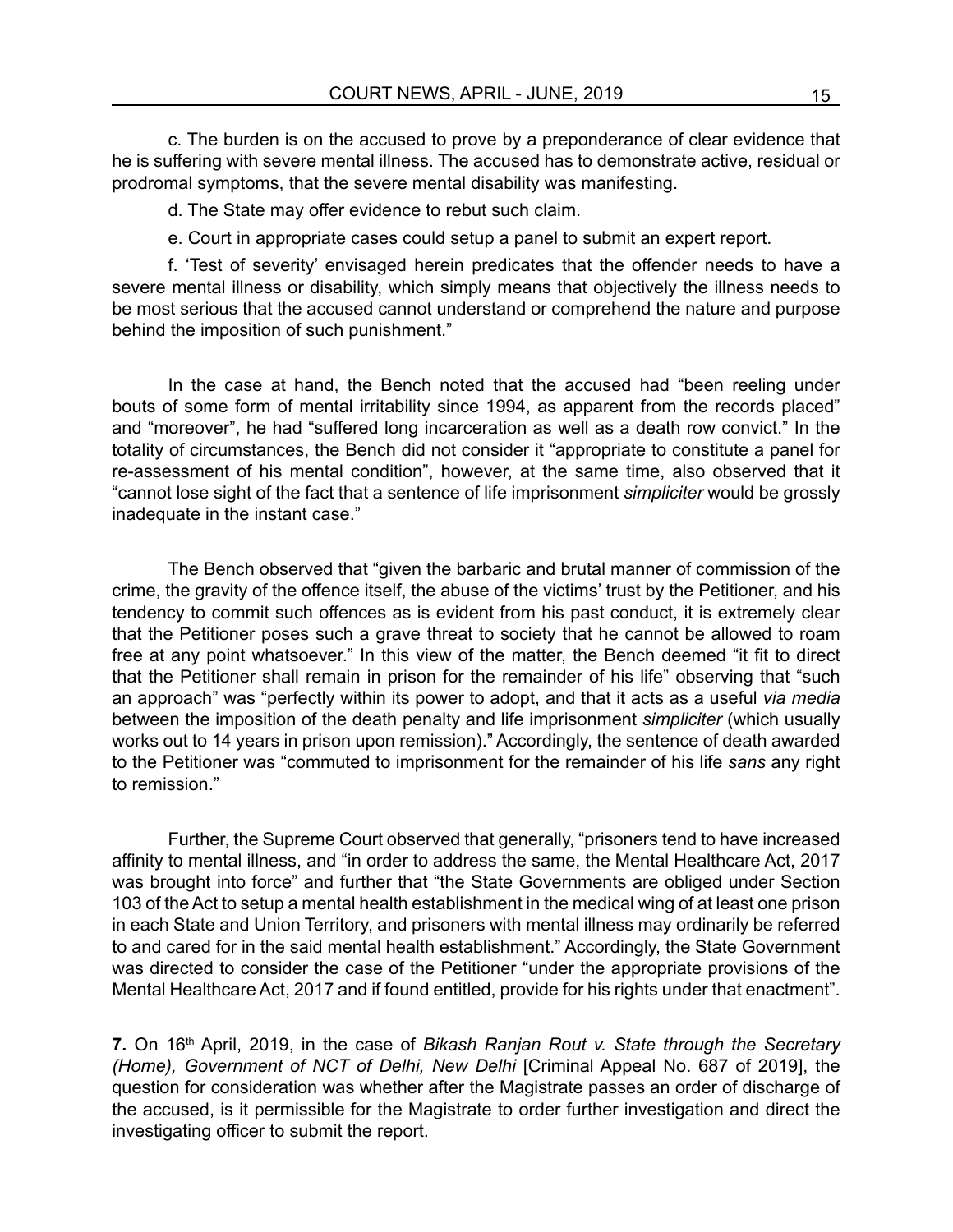c. The burden is on the accused to prove by a preponderance of clear evidence that he is suffering with severe mental illness. The accused has to demonstrate active, residual or prodromal symptoms, that the severe mental disability was manifesting.

d. The State may offer evidence to rebut such claim.

e. Court in appropriate cases could setup a panel to submit an expert report.

f. 'Test of severity' envisaged herein predicates that the offender needs to have a severe mental illness or disability, which simply means that objectively the illness needs to be most serious that the accused cannot understand or comprehend the nature and purpose behind the imposition of such punishment."

In the case at hand, the Bench noted that the accused had "been reeling under bouts of some form of mental irritability since 1994, as apparent from the records placed" and "moreover", he had "suffered long incarceration as well as a death row convict." In the totality of circumstances, the Bench did not consider it "appropriate to constitute a panel for re-assessment of his mental condition", however, at the same time, also observed that it "cannot lose sight of the fact that a sentence of life imprisonment *simpliciter* would be grossly inadequate in the instant case."

The Bench observed that "given the barbaric and brutal manner of commission of the crime, the gravity of the offence itself, the abuse of the victims' trust by the Petitioner, and his tendency to commit such offences as is evident from his past conduct, it is extremely clear that the Petitioner poses such a grave threat to society that he cannot be allowed to roam free at any point whatsoever." In this view of the matter, the Bench deemed "it fit to direct that the Petitioner shall remain in prison for the remainder of his life" observing that "such an approach" was "perfectly within its power to adopt, and that it acts as a useful *via media* between the imposition of the death penalty and life imprisonment *simpliciter* (which usually works out to 14 years in prison upon remission)." Accordingly, the sentence of death awarded to the Petitioner was "commuted to imprisonment for the remainder of his life *sans* any right to remission."

Further, the Supreme Court observed that generally, "prisoners tend to have increased affinity to mental illness, and "in order to address the same, the Mental Healthcare Act, 2017 was brought into force" and further that "the State Governments are obliged under Section 103 of the Act to setup a mental health establishment in the medical wing of at least one prison in each State and Union Territory, and prisoners with mental illness may ordinarily be referred to and cared for in the said mental health establishment." Accordingly, the State Government was directed to consider the case of the Petitioner "under the appropriate provisions of the Mental Healthcare Act, 2017 and if found entitled, provide for his rights under that enactment".

**7.** On 16th April, 2019, in the case of *Bikash Ranjan Rout v. State through the Secretary (Home), Government of NCT of Delhi, New Delhi* [Criminal Appeal No. 687 of 2019], the question for consideration was whether after the Magistrate passes an order of discharge of the accused, is it permissible for the Magistrate to order further investigation and direct the investigating officer to submit the report.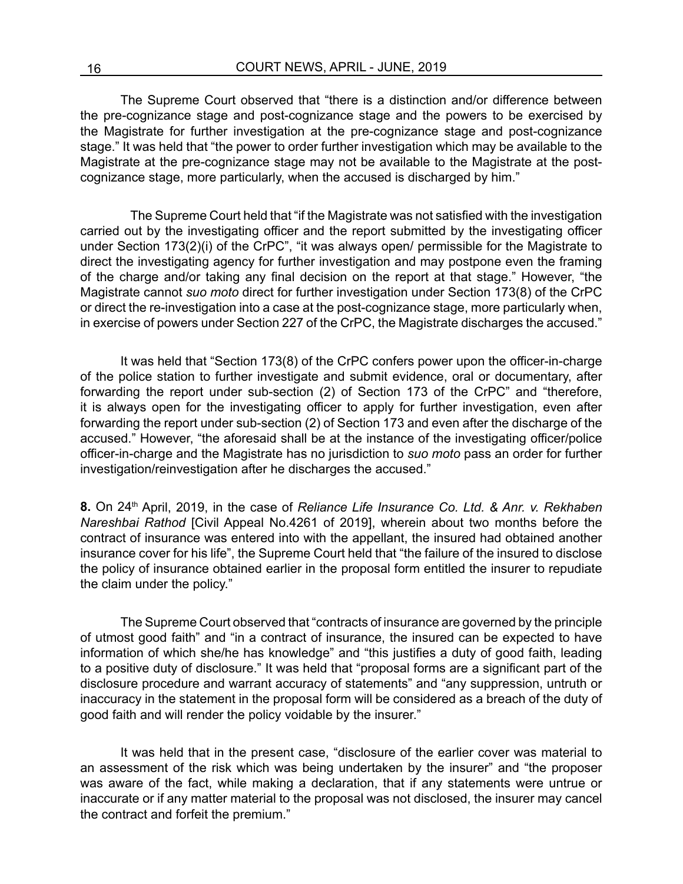The Supreme Court observed that "there is a distinction and/or difference between the pre-cognizance stage and post-cognizance stage and the powers to be exercised by the Magistrate for further investigation at the pre-cognizance stage and post-cognizance stage." It was held that "the power to order further investigation which may be available to the Magistrate at the pre-cognizance stage may not be available to the Magistrate at the post-cognizance stage, more particularly, when the accused is discharged by him."

The Supreme Court held that "if the Magistrate was not satisfied with the investigation carried out by the investigating officer and the report submitted by the investigating officer under Section 173(2)(i) of the CrPC", "it was always open/ permissible for the Magistrate to direct the investigating agency for further investigation and may postpone even the framing of the charge and/or taking any final decision on the report at that stage." However, "the Magistrate cannot *suo moto* direct for further investigation under Section 173(8) of the CrPC or direct the re-investigation into a case at the post-cognizance stage, more particularly when, in exercise of powers under Section 227 of the CrPC, the Magistrate discharges the accused."

It was held that "Section 173(8) of the CrPC confers power upon the officer-in-charge of the police station to further investigate and submit evidence, oral or documentary, after forwarding the report under sub-section (2) of Section 173 of the CrPC" and "therefore, it is always open for the investigating officer to apply for further investigation, even after forwarding the report under sub-section (2) of Section 173 and even after the discharge of the accused." However, "the aforesaid shall be at the instance of the investigating officer/police officer-in-charge and the Magistrate has no jurisdiction to *suo moto* pass an order for further investigation/reinvestigation after he discharges the accused."

**8.** On 24th April, 2019, in the case of *Reliance Life Insurance Co. Ltd. & Anr. v. Rekhaben Nareshbai Rathod* [Civil Appeal No.4261 of 2019], wherein about two months before the contract of insurance was entered into with the appellant, the insured had obtained another insurance cover for his life", the Supreme Court held that "the failure of the insured to disclose the policy of insurance obtained earlier in the proposal form entitled the insurer to repudiate the claim under the policy."

The Supreme Court observed that "contracts of insurance are governed by the principle of utmost good faith" and "in a contract of insurance, the insured can be expected to have information of which she/he has knowledge" and "this justifies a duty of good faith, leading to a positive duty of disclosure." It was held that "proposal forms are a significant part of the disclosure procedure and warrant accuracy of statements" and "any suppression, untruth or inaccuracy in the statement in the proposal form will be considered as a breach of the duty of good faith and will render the policy voidable by the insurer."

It was held that in the present case, "disclosure of the earlier cover was material to an assessment of the risk which was being undertaken by the insurer" and "the proposer was aware of the fact, while making a declaration, that if any statements were untrue or inaccurate or if any matter material to the proposal was not disclosed, the insurer may cancel the contract and forfeit the premium."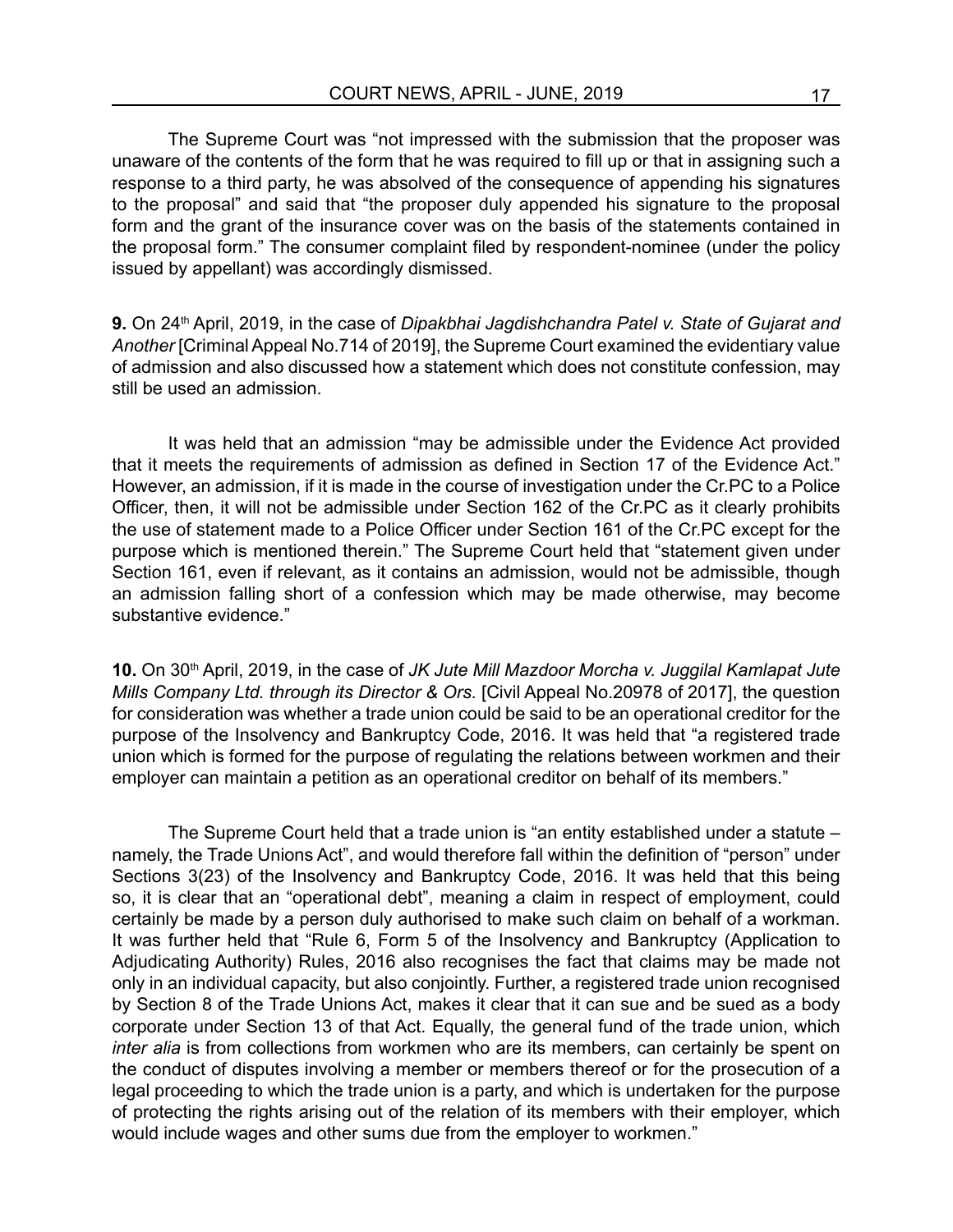The Supreme Court was "not impressed with the submission that the proposer was unaware of the contents of the form that he was required to fill up or that in assigning such a response to a third party, he was absolved of the consequence of appending his signatures to the proposal" and said that "the proposer duly appended his signature to the proposal form and the grant of the insurance cover was on the basis of the statements contained in the proposal form." The consumer complaint filed by respondent-nominee (under the policy issued by appellant) was accordingly dismissed.

**9.** On 24th April, 2019, in the case of *Dipakbhai Jagdishchandra Patel v. State of Gujarat and Another* [Criminal Appeal No.714 of 2019], the Supreme Court examined the evidentiary value of admission and also discussed how a statement which does not constitute confession, may still be used an admission.

It was held that an admission "may be admissible under the Evidence Act provided that it meets the requirements of admission as defined in Section 17 of the Evidence Act." However, an admission, if it is made in the course of investigation under the Cr.PC to a Police Officer, then, it will not be admissible under Section 162 of the Cr.PC as it clearly prohibits the use of statement made to a Police Officer under Section 161 of the Cr.PC except for the purpose which is mentioned therein." The Supreme Court held that "statement given under Section 161, even if relevant, as it contains an admission, would not be admissible, though an admission falling short of a confession which may be made otherwise, may become substantive evidence."

**10.** On 30th April, 2019, in the case of *JK Jute Mill Mazdoor Morcha v. Juggilal Kamlapat Jute Mills Company Ltd. through its Director & Ors.* [Civil Appeal No.20978 of 2017], the question for consideration was whether a trade union could be said to be an operational creditor for the purpose of the Insolvency and Bankruptcy Code, 2016. It was held that "a registered trade union which is formed for the purpose of regulating the relations between workmen and their employer can maintain a petition as an operational creditor on behalf of its members."

The Supreme Court held that a trade union is "an entity established under a statute – namely, the Trade Unions Act", and would therefore fall within the definition of "person" under Sections 3(23) of the Insolvency and Bankruptcy Code, 2016. It was held that this being so, it is clear that an "operational debt", meaning a claim in respect of employment, could certainly be made by a person duly authorised to make such claim on behalf of a workman. It was further held that "Rule 6, Form 5 of the Insolvency and Bankruptcy (Application to Adjudicating Authority) Rules, 2016 also recognises the fact that claims may be made not only in an individual capacity, but also conjointly. Further, a registered trade union recognised by Section 8 of the Trade Unions Act, makes it clear that it can sue and be sued as a body corporate under Section 13 of that Act. Equally, the general fund of the trade union, which *inter alia* is from collections from workmen who are its members, can certainly be spent on the conduct of disputes involving a member or members thereof or for the prosecution of a legal proceeding to which the trade union is a party, and which is undertaken for the purpose of protecting the rights arising out of the relation of its members with their employer, which would include wages and other sums due from the employer to workmen."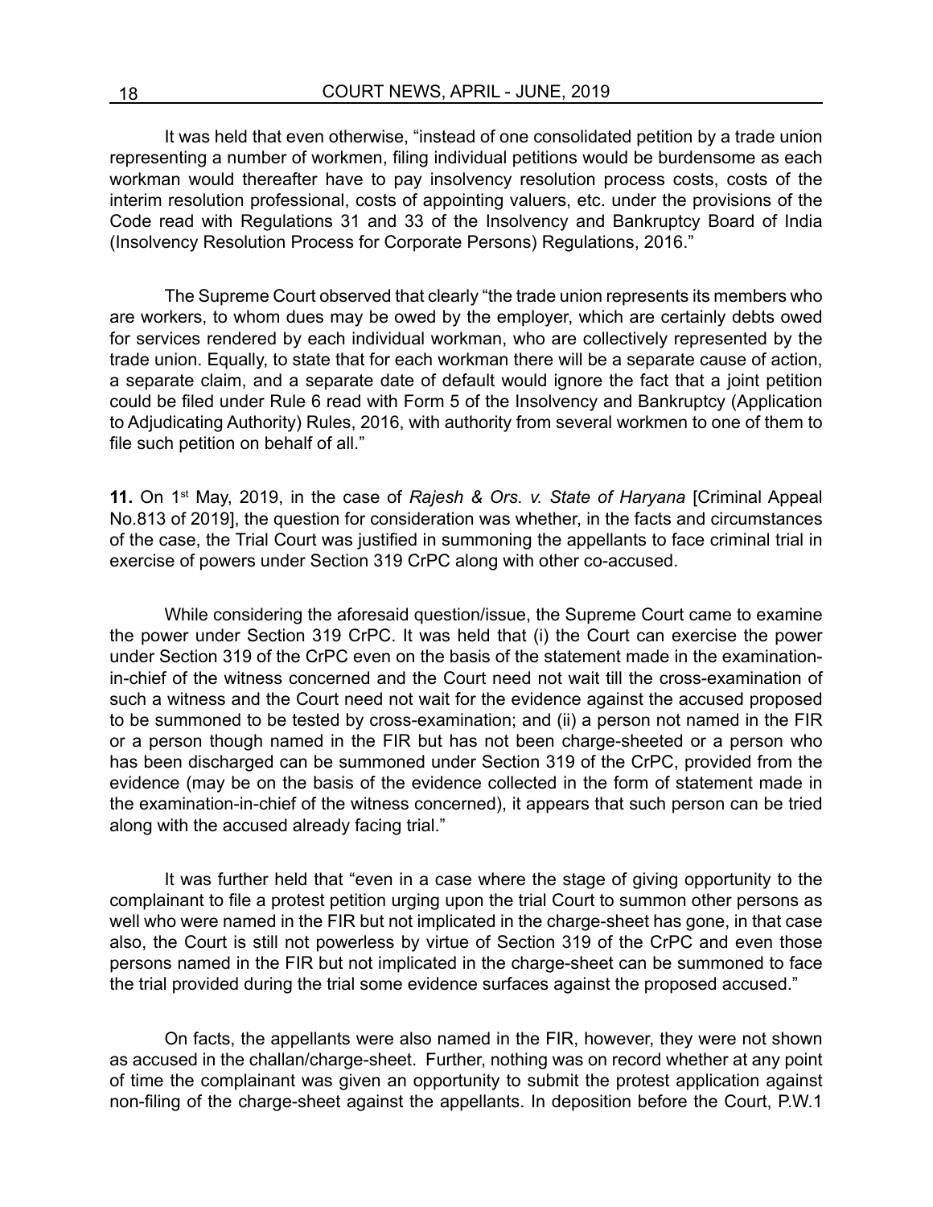It was held that even otherwise, "instead of one consolidated petition by a trade union representing a number of workmen, filing individual petitions would be burdensome as each workman would thereafter have to pay insolvency resolution process costs, costs of the interim resolution professional, costs of appointing valuers, etc. under the provisions of the Code read with Regulations 31 and 33 of the Insolvency and Bankruptcy Board of India (Insolvency Resolution Process for Corporate Persons) Regulations, 2016."

The Supreme Court observed that clearly "the trade union represents its members who are workers, to whom dues may be owed by the employer, which are certainly debts owed for services rendered by each individual workman, who are collectively represented by the trade union. Equally, to state that for each workman there will be a separate cause of action, a separate claim, and a separate date of default would ignore the fact that a joint petition could be filed under Rule 6 read with Form 5 of the Insolvency and Bankruptcy (Application to Adjudicating Authority) Rules, 2016, with authority from several workmen to one of them to file such petition on behalf of all."

**11.** On 1st May, 2019, in the case of *Rajesh & Ors. v. State of Haryana* [Criminal Appeal No.813 of 2019], the question for consideration was whether, in the facts and circumstances of the case, the Trial Court was justified in summoning the appellants to face criminal trial in exercise of powers under Section 319 CrPC along with other co-accused.

While considering the aforesaid question/issue, the Supreme Court came to examine the power under Section 319 CrPC. It was held that (i) the Court can exercise the power under Section 319 of the CrPC even on the basis of the statement made in the examination-in-chief of the witness concerned and the Court need not wait till the cross-examination of such a witness and the Court need not wait for the evidence against the accused proposed to be summoned to be tested by cross-examination; and (ii) a person not named in the FIR or a person though named in the FIR but has not been charge-sheeted or a person who has been discharged can be summoned under Section 319 of the CrPC, provided from the evidence (may be on the basis of the evidence collected in the form of statement made in the examination-in-chief of the witness concerned), it appears that such person can be tried along with the accused already facing trial."

It was further held that "even in a case where the stage of giving opportunity to the complainant to file a protest petition urging upon the trial Court to summon other persons as well who were named in the FIR but not implicated in the charge-sheet has gone, in that case also, the Court is still not powerless by virtue of Section 319 of the CrPC and even those persons named in the FIR but not implicated in the charge-sheet can be summoned to face the trial provided during the trial some evidence surfaces against the proposed accused."

On facts, the appellants were also named in the FIR, however, they were not shown as accused in the challan/charge-sheet. Further, nothing was on record whether at any point of time the complainant was given an opportunity to submit the protest application against non-filing of the charge-sheet against the appellants. In deposition before the Court, P.W.1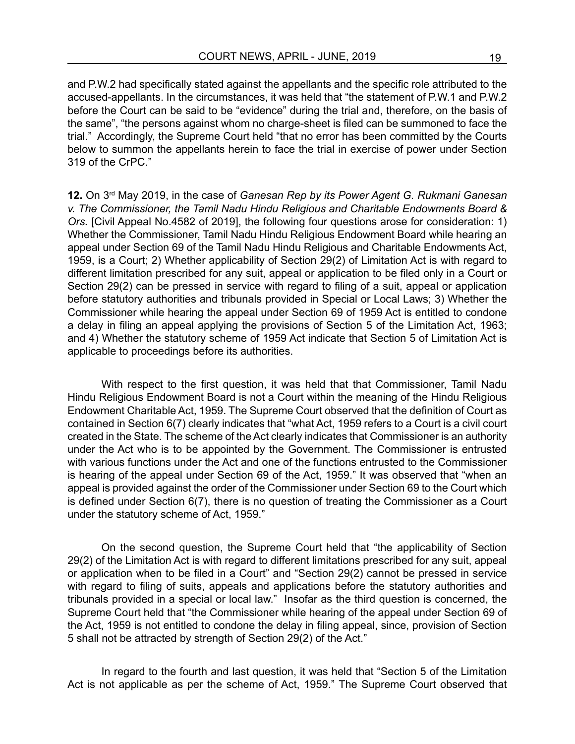and P.W.2 had specifically stated against the appellants and the specific role attributed to the accused-appellants. In the circumstances, it was held that "the statement of P.W.1 and P.W.2 before the Court can be said to be "evidence" during the trial and, therefore, on the basis of the same", "the persons against whom no charge-sheet is filed can be summoned to face the trial." Accordingly, the Supreme Court held "that no error has been committed by the Courts below to summon the appellants herein to face the trial in exercise of power under Section 319 of the CrPC."

**12.** On 3rd May 2019, in the case of *Ganesan Rep by its Power Agent G. Rukmani Ganesan v. The Commissioner, the Tamil Nadu Hindu Religious and Charitable Endowments Board & Ors.* [Civil Appeal No.4582 of 2019], the following four questions arose for consideration: 1) Whether the Commissioner, Tamil Nadu Hindu Religious Endowment Board while hearing an appeal under Section 69 of the Tamil Nadu Hindu Religious and Charitable Endowments Act, 1959, is a Court; 2) Whether applicability of Section 29(2) of Limitation Act is with regard to different limitation prescribed for any suit, appeal or application to be filed only in a Court or Section 29(2) can be pressed in service with regard to filing of a suit, appeal or application before statutory authorities and tribunals provided in Special or Local Laws; 3) Whether the Commissioner while hearing the appeal under Section 69 of 1959 Act is entitled to condone a delay in filing an appeal applying the provisions of Section 5 of the Limitation Act, 1963; and 4) Whether the statutory scheme of 1959 Act indicate that Section 5 of Limitation Act is applicable to proceedings before its authorities.

With respect to the first question, it was held that that Commissioner, Tamil Nadu Hindu Religious Endowment Board is not a Court within the meaning of the Hindu Religious Endowment Charitable Act, 1959. The Supreme Court observed that the definition of Court as contained in Section 6(7) clearly indicates that "what Act, 1959 refers to a Court is a civil court created in the State. The scheme of the Act clearly indicates that Commissioner is an authority under the Act who is to be appointed by the Government. The Commissioner is entrusted with various functions under the Act and one of the functions entrusted to the Commissioner is hearing of the appeal under Section 69 of the Act, 1959." It was observed that "when an appeal is provided against the order of the Commissioner under Section 69 to the Court which is defined under Section 6(7), there is no question of treating the Commissioner as a Court under the statutory scheme of Act, 1959."

On the second question, the Supreme Court held that "the applicability of Section 29(2) of the Limitation Act is with regard to different limitations prescribed for any suit, appeal or application when to be filed in a Court" and "Section 29(2) cannot be pressed in service with regard to filing of suits, appeals and applications before the statutory authorities and tribunals provided in a special or local law." Insofar as the third question is concerned, the Supreme Court held that "the Commissioner while hearing of the appeal under Section 69 of the Act, 1959 is not entitled to condone the delay in filing appeal, since, provision of Section 5 shall not be attracted by strength of Section 29(2) of the Act."

In regard to the fourth and last question, it was held that "Section 5 of the Limitation Act is not applicable as per the scheme of Act, 1959." The Supreme Court observed that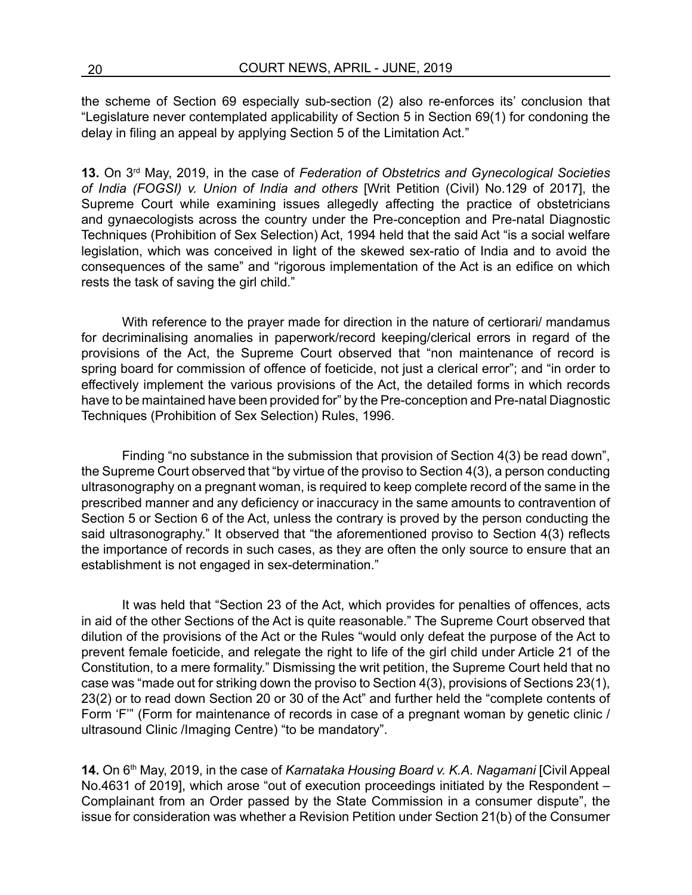the scheme of Section 69 especially sub-section (2) also re-enforces its' conclusion that "Legislature never contemplated applicability of Section 5 in Section 69(1) for condoning the delay in filing an appeal by applying Section 5 of the Limitation Act."

**13.** On 3rd May, 2019, in the case of *Federation of Obstetrics and Gynecological Societies of India (FOGSI) v. Union of India and others* [Writ Petition (Civil) No.129 of 2017], the Supreme Court while examining issues allegedly affecting the practice of obstetricians and gynaecologists across the country under the Pre-conception and Pre-natal Diagnostic Techniques (Prohibition of Sex Selection) Act, 1994 held that the said Act "is a social welfare legislation, which was conceived in light of the skewed sex-ratio of India and to avoid the consequences of the same" and "rigorous implementation of the Act is an edifice on which rests the task of saving the girl child."

With reference to the prayer made for direction in the nature of certiorari/ mandamus for decriminalising anomalies in paperwork/record keeping/clerical errors in regard of the provisions of the Act, the Supreme Court observed that "non maintenance of record is spring board for commission of offence of foeticide, not just a clerical error"; and "in order to effectively implement the various provisions of the Act, the detailed forms in which records have to be maintained have been provided for" by the Pre-conception and Pre-natal Diagnostic Techniques (Prohibition of Sex Selection) Rules, 1996.

Finding "no substance in the submission that provision of Section 4(3) be read down", the Supreme Court observed that "by virtue of the proviso to Section 4(3), a person conducting ultrasonography on a pregnant woman, is required to keep complete record of the same in the prescribed manner and any deficiency or inaccuracy in the same amounts to contravention of Section 5 or Section 6 of the Act, unless the contrary is proved by the person conducting the said ultrasonography." It observed that "the aforementioned proviso to Section 4(3) reflects the importance of records in such cases, as they are often the only source to ensure that an establishment is not engaged in sex-determination."

It was held that "Section 23 of the Act, which provides for penalties of offences, acts in aid of the other Sections of the Act is quite reasonable." The Supreme Court observed that dilution of the provisions of the Act or the Rules "would only defeat the purpose of the Act to prevent female foeticide, and relegate the right to life of the girl child under Article 21 of the Constitution, to a mere formality." Dismissing the writ petition, the Supreme Court held that no case was "made out for striking down the proviso to Section 4(3), provisions of Sections 23(1), 23(2) or to read down Section 20 or 30 of the Act" and further held the "complete contents of Form 'F'" (Form for maintenance of records in case of a pregnant woman by genetic clinic / ultrasound Clinic /Imaging Centre) "to be mandatory".

**14.** On 6th May, 2019, in the case of *Karnataka Housing Board v. K.A. Nagamani* [Civil Appeal No.4631 of 2019], which arose "out of execution proceedings initiated by the Respondent – Complainant from an Order passed by the State Commission in a consumer dispute", the issue for consideration was whether a Revision Petition under Section 21(b) of the Consumer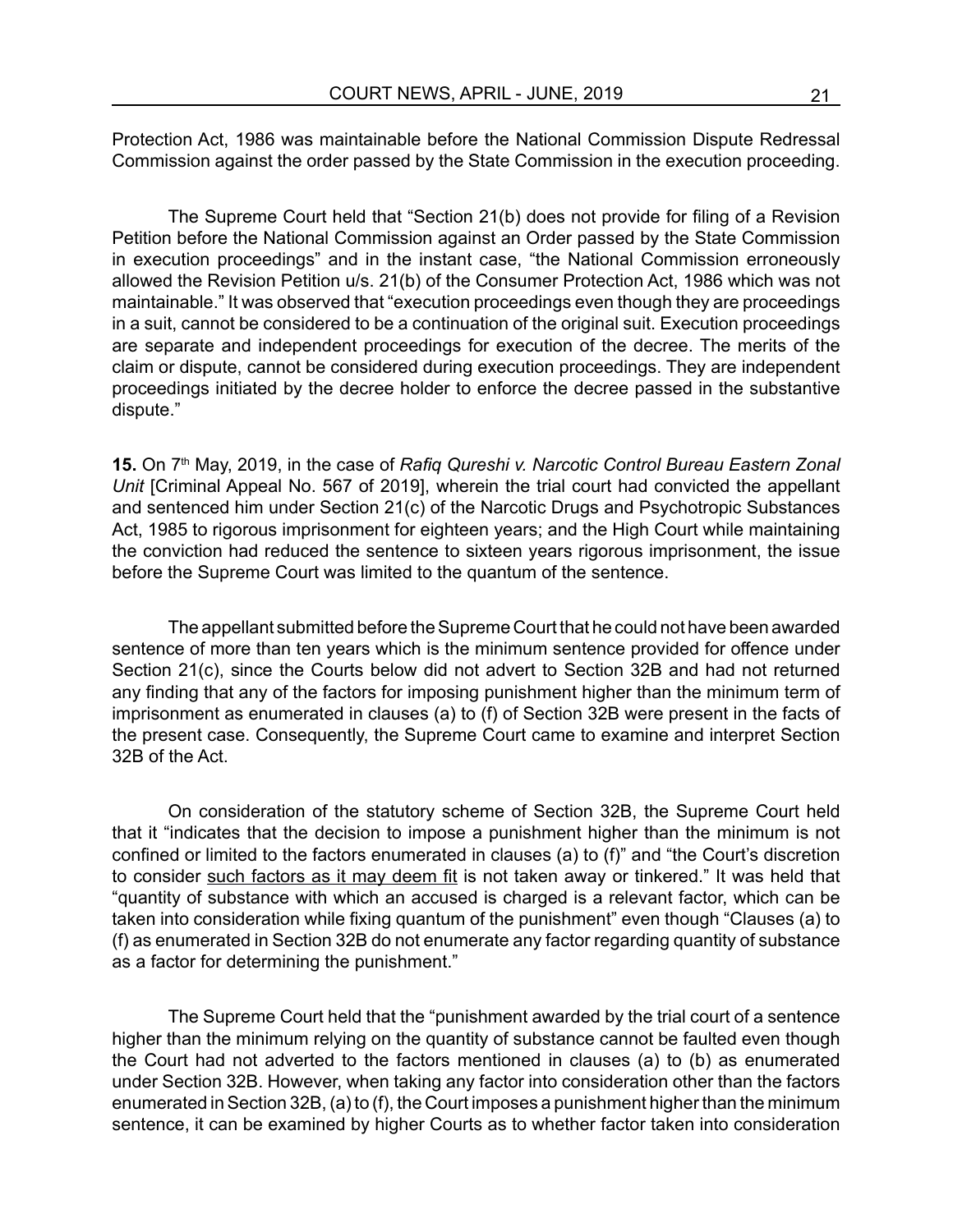Protection Act, 1986 was maintainable before the National Commission Dispute Redressal Commission against the order passed by the State Commission in the execution proceeding.

The Supreme Court held that "Section 21(b) does not provide for filing of a Revision Petition before the National Commission against an Order passed by the State Commission in execution proceedings" and in the instant case, "the National Commission erroneously allowed the Revision Petition u/s. 21(b) of the Consumer Protection Act, 1986 which was not maintainable." It was observed that "execution proceedings even though they are proceedings in a suit, cannot be considered to be a continuation of the original suit. Execution proceedings are separate and independent proceedings for execution of the decree. The merits of the claim or dispute, cannot be considered during execution proceedings. They are independent proceedings initiated by the decree holder to enforce the decree passed in the substantive dispute."

**15.** On 7th May, 2019, in the case of *Rafiq Qureshi v. Narcotic Control Bureau Eastern Zonal Unit* [Criminal Appeal No. 567 of 2019], wherein the trial court had convicted the appellant and sentenced him under Section 21(c) of the Narcotic Drugs and Psychotropic Substances Act, 1985 to rigorous imprisonment for eighteen years; and the High Court while maintaining the conviction had reduced the sentence to sixteen years rigorous imprisonment, the issue before the Supreme Court was limited to the quantum of the sentence.

The appellant submitted before the Supreme Court that he could not have been awarded sentence of more than ten years which is the minimum sentence provided for offence under Section 21(c), since the Courts below did not advert to Section 32B and had not returned any finding that any of the factors for imposing punishment higher than the minimum term of imprisonment as enumerated in clauses (a) to (f) of Section 32B were present in the facts of the present case. Consequently, the Supreme Court came to examine and interpret Section 32B of the Act.

On consideration of the statutory scheme of Section 32B, the Supreme Court held that it "indicates that the decision to impose a punishment higher than the minimum is not confined or limited to the factors enumerated in clauses (a) to (f)" and "the Court's discretion to consider <u>such factors as it may deem fit</u> is not taken away or tinkered." It was held that "quantity of substance with which an accused is charged is a relevant factor, which can be taken into consideration while fixing quantum of the punishment" even though "Clauses (a) to (f) as enumerated in Section 32B do not enumerate any factor regarding quantity of substance as a factor for determining the punishment."

The Supreme Court held that the "punishment awarded by the trial court of a sentence higher than the minimum relying on the quantity of substance cannot be faulted even though the Court had not adverted to the factors mentioned in clauses (a) to (b) as enumerated under Section 32B. However, when taking any factor into consideration other than the factors enumerated in Section 32B, (a) to (f), the Court imposes a punishment higher than the minimum sentence, it can be examined by higher Courts as to whether factor taken into consideration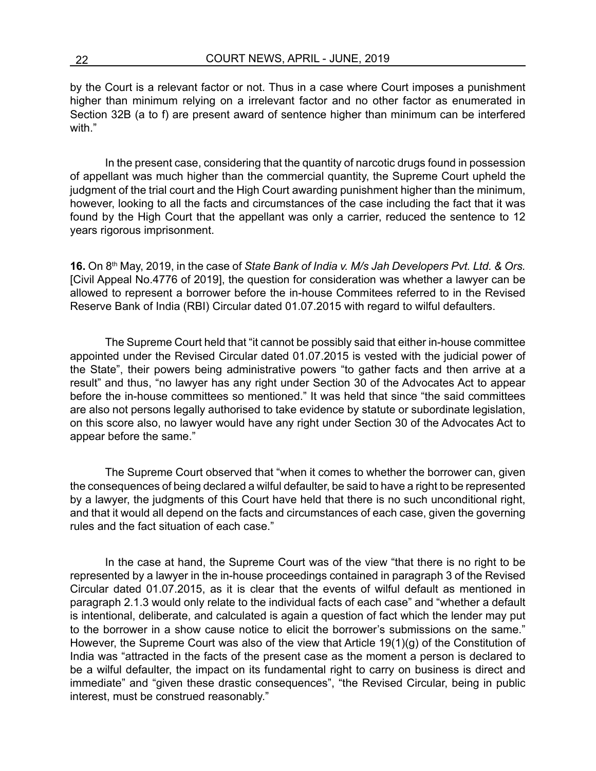by the Court is a relevant factor or not. Thus in a case where Court imposes a punishment higher than minimum relying on a irrelevant factor and no other factor as enumerated in Section 32B (a to f) are present award of sentence higher than minimum can be interfered with."

In the present case, considering that the quantity of narcotic drugs found in possession of appellant was much higher than the commercial quantity, the Supreme Court upheld the judgment of the trial court and the High Court awarding punishment higher than the minimum, however, looking to all the facts and circumstances of the case including the fact that it was found by the High Court that the appellant was only a carrier, reduced the sentence to 12 years rigorous imprisonment.

**16.** On 8th May, 2019, in the case of *State Bank of India v. M/s Jah Developers Pvt. Ltd. & Ors.* [Civil Appeal No.4776 of 2019], the question for consideration was whether a lawyer can be allowed to represent a borrower before the in-house Commitees referred to in the Revised Reserve Bank of India (RBI) Circular dated 01.07.2015 with regard to wilful defaulters.

The Supreme Court held that "it cannot be possibly said that either in-house committee appointed under the Revised Circular dated 01.07.2015 is vested with the judicial power of the State", their powers being administrative powers "to gather facts and then arrive at a result" and thus, "no lawyer has any right under Section 30 of the Advocates Act to appear before the in-house committees so mentioned." It was held that since "the said committees are also not persons legally authorised to take evidence by statute or subordinate legislation, on this score also, no lawyer would have any right under Section 30 of the Advocates Act to appear before the same."

The Supreme Court observed that "when it comes to whether the borrower can, given the consequences of being declared a wilful defaulter, be said to have a right to be represented by a lawyer, the judgments of this Court have held that there is no such unconditional right, and that it would all depend on the facts and circumstances of each case, given the governing rules and the fact situation of each case."

In the case at hand, the Supreme Court was of the view "that there is no right to be represented by a lawyer in the in-house proceedings contained in paragraph 3 of the Revised Circular dated 01.07.2015, as it is clear that the events of wilful default as mentioned in paragraph 2.1.3 would only relate to the individual facts of each case" and "whether a default is intentional, deliberate, and calculated is again a question of fact which the lender may put to the borrower in a show cause notice to elicit the borrower's submissions on the same." However, the Supreme Court was also of the view that Article 19(1)(g) of the Constitution of India was "attracted in the facts of the present case as the moment a person is declared to be a wilful defaulter, the impact on its fundamental right to carry on business is direct and immediate" and "given these drastic consequences", "the Revised Circular, being in public interest, must be construed reasonably."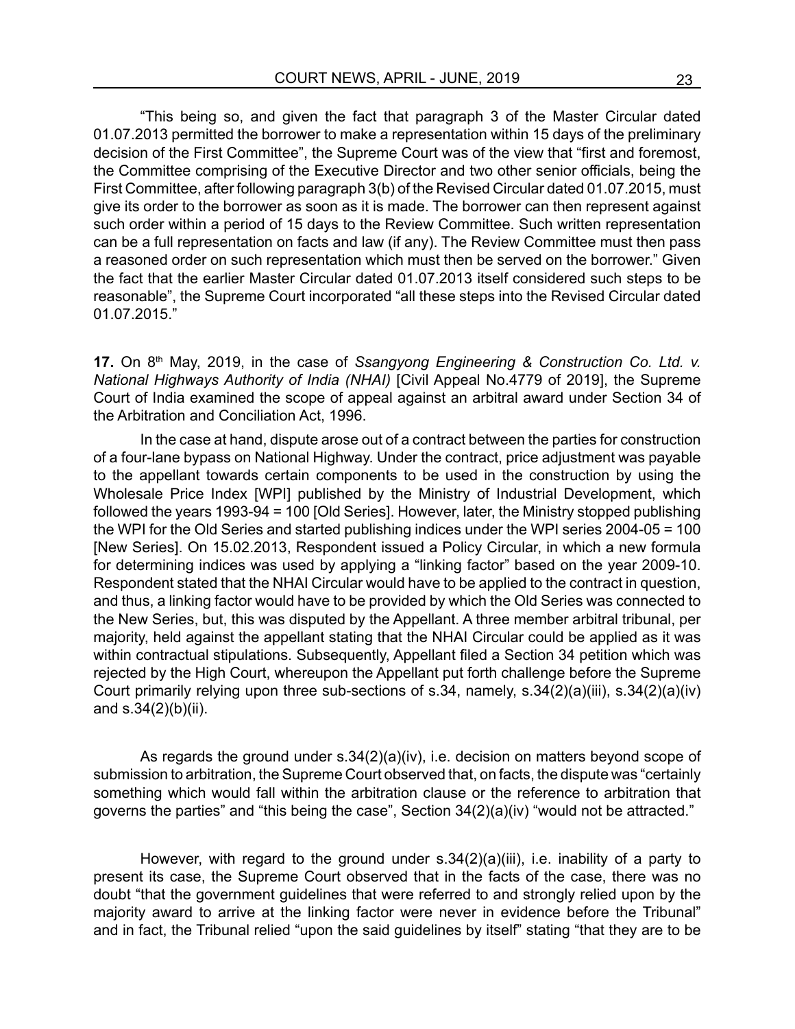"This being so, and given the fact that paragraph 3 of the Master Circular dated 01.07.2013 permitted the borrower to make a representation within 15 days of the preliminary decision of the First Committee", the Supreme Court was of the view that "first and foremost, the Committee comprising of the Executive Director and two other senior officials, being the First Committee, after following paragraph 3(b) of the Revised Circular dated 01.07.2015, must give its order to the borrower as soon as it is made. The borrower can then represent against such order within a period of 15 days to the Review Committee. Such written representation can be a full representation on facts and law (if any). The Review Committee must then pass a reasoned order on such representation which must then be served on the borrower." Given the fact that the earlier Master Circular dated 01.07.2013 itself considered such steps to be reasonable", the Supreme Court incorporated "all these steps into the Revised Circular dated 01.07.2015."

**17.** On 8th May, 2019, in the case of *Ssangyong Engineering & Construction Co. Ltd. v. National Highways Authority of India (NHAI)* [Civil Appeal No.4779 of 2019], the Supreme Court of India examined the scope of appeal against an arbitral award under Section 34 of the Arbitration and Conciliation Act, 1996.

In the case at hand, dispute arose out of a contract between the parties for construction of a four-lane bypass on National Highway. Under the contract, price adjustment was payable to the appellant towards certain components to be used in the construction by using the Wholesale Price Index [WPI] published by the Ministry of Industrial Development, which followed the years 1993-94 = 100 [Old Series]. However, later, the Ministry stopped publishing the WPI for the Old Series and started publishing indices under the WPI series 2004-05 = 100 [New Series]. On 15.02.2013, Respondent issued a Policy Circular, in which a new formula for determining indices was used by applying a "linking factor" based on the year 2009-10. Respondent stated that the NHAI Circular would have to be applied to the contract in question, and thus, a linking factor would have to be provided by which the Old Series was connected to the New Series, but, this was disputed by the Appellant. A three member arbitral tribunal, per majority, held against the appellant stating that the NHAI Circular could be applied as it was within contractual stipulations. Subsequently, Appellant filed a Section 34 petition which was rejected by the High Court, whereupon the Appellant put forth challenge before the Supreme Court primarily relying upon three sub-sections of s.34, namely, s.34(2)(a)(iii), s.34(2)(a)(iv) and s.34(2)(b)(ii).

As regards the ground under s.34(2)(a)(iv), i.e. decision on matters beyond scope of submission to arbitration, the Supreme Court observed that, on facts, the dispute was "certainly something which would fall within the arbitration clause or the reference to arbitration that governs the parties" and "this being the case", Section 34(2)(a)(iv) "would not be attracted."

However, with regard to the ground under s.34(2)(a)(iii), i.e. inability of a party to present its case, the Supreme Court observed that in the facts of the case, there was no doubt "that the government guidelines that were referred to and strongly relied upon by the majority award to arrive at the linking factor were never in evidence before the Tribunal" and in fact, the Tribunal relied "upon the said guidelines by itself" stating "that they are to be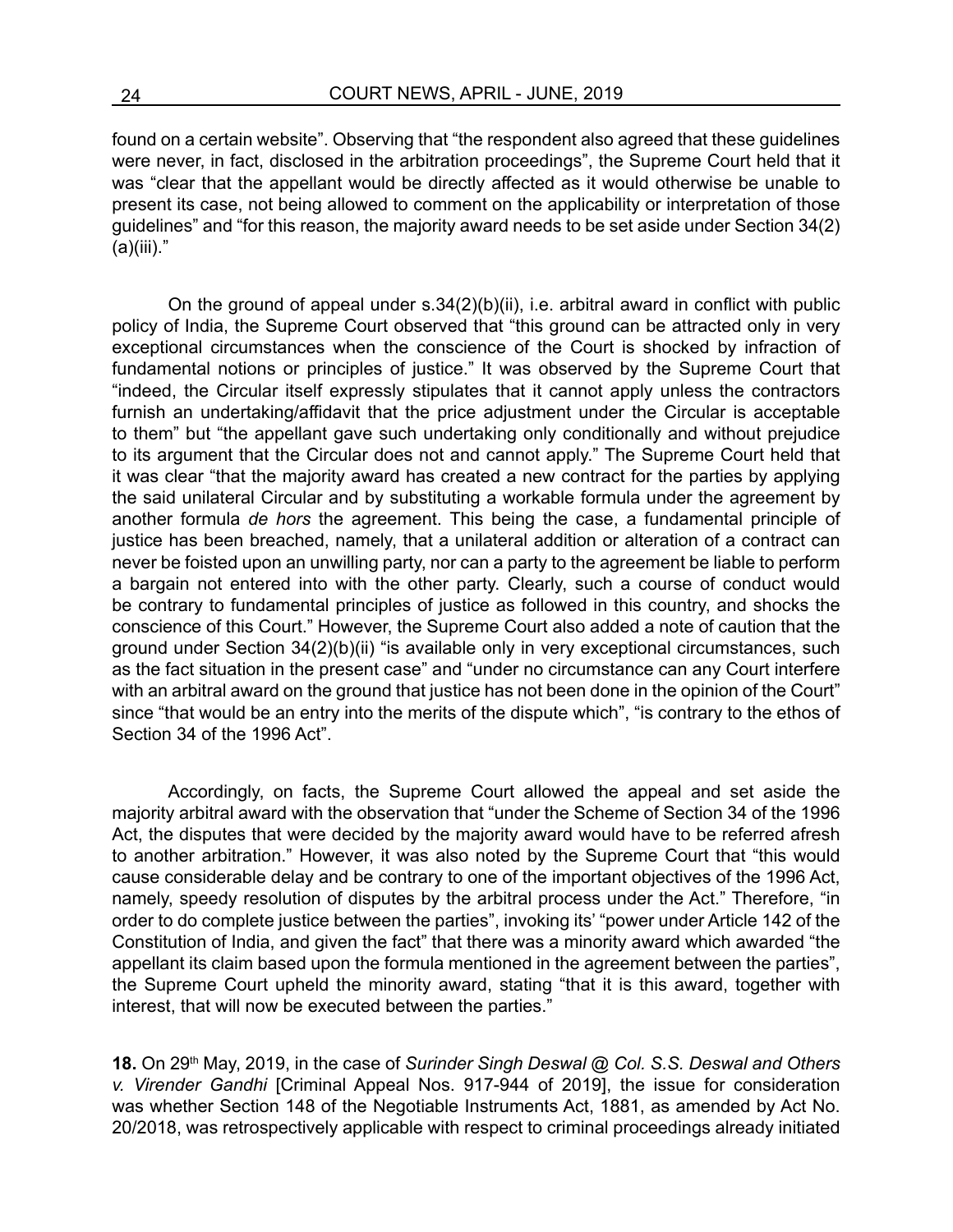found on a certain website". Observing that "the respondent also agreed that these guidelines were never, in fact, disclosed in the arbitration proceedings", the Supreme Court held that it was "clear that the appellant would be directly affected as it would otherwise be unable to present its case, not being allowed to comment on the applicability or interpretation of those guidelines" and "for this reason, the majority award needs to be set aside under Section 34(2)(a)(iii)."

On the ground of appeal under s.34(2)(b)(ii), i.e. arbitral award in conflict with public policy of India, the Supreme Court observed that "this ground can be attracted only in very exceptional circumstances when the conscience of the Court is shocked by infraction of fundamental notions or principles of justice." It was observed by the Supreme Court that "indeed, the Circular itself expressly stipulates that it cannot apply unless the contractors furnish an undertaking/affidavit that the price adjustment under the Circular is acceptable to them" but "the appellant gave such undertaking only conditionally and without prejudice to its argument that the Circular does not and cannot apply." The Supreme Court held that it was clear "that the majority award has created a new contract for the parties by applying the said unilateral Circular and by substituting a workable formula under the agreement by another formula *de hors* the agreement. This being the case, a fundamental principle of justice has been breached, namely, that a unilateral addition or alteration of a contract can never be foisted upon an unwilling party, nor can a party to the agreement be liable to perform a bargain not entered into with the other party. Clearly, such a course of conduct would be contrary to fundamental principles of justice as followed in this country, and shocks the conscience of this Court." However, the Supreme Court also added a note of caution that the ground under Section 34(2)(b)(ii) "is available only in very exceptional circumstances, such as the fact situation in the present case" and "under no circumstance can any Court interfere with an arbitral award on the ground that justice has not been done in the opinion of the Court" since "that would be an entry into the merits of the dispute which", "is contrary to the ethos of Section 34 of the 1996 Act".

Accordingly, on facts, the Supreme Court allowed the appeal and set aside the majority arbitral award with the observation that "under the Scheme of Section 34 of the 1996 Act, the disputes that were decided by the majority award would have to be referred afresh to another arbitration." However, it was also noted by the Supreme Court that "this would cause considerable delay and be contrary to one of the important objectives of the 1996 Act, namely, speedy resolution of disputes by the arbitral process under the Act." Therefore, "in order to do complete justice between the parties", invoking its' "power under Article 142 of the Constitution of India, and given the fact" that there was a minority award which awarded "the appellant its claim based upon the formula mentioned in the agreement between the parties", the Supreme Court upheld the minority award, stating "that it is this award, together with interest, that will now be executed between the parties."

**18.** On 29th May, 2019, in the case of *Surinder Singh Deswal @ Col. S.S. Deswal and Others v. Virender Gandhi* [Criminal Appeal Nos. 917-944 of 2019], the issue for consideration was whether Section 148 of the Negotiable Instruments Act, 1881, as amended by Act No. 20/2018, was retrospectively applicable with respect to criminal proceedings already initiated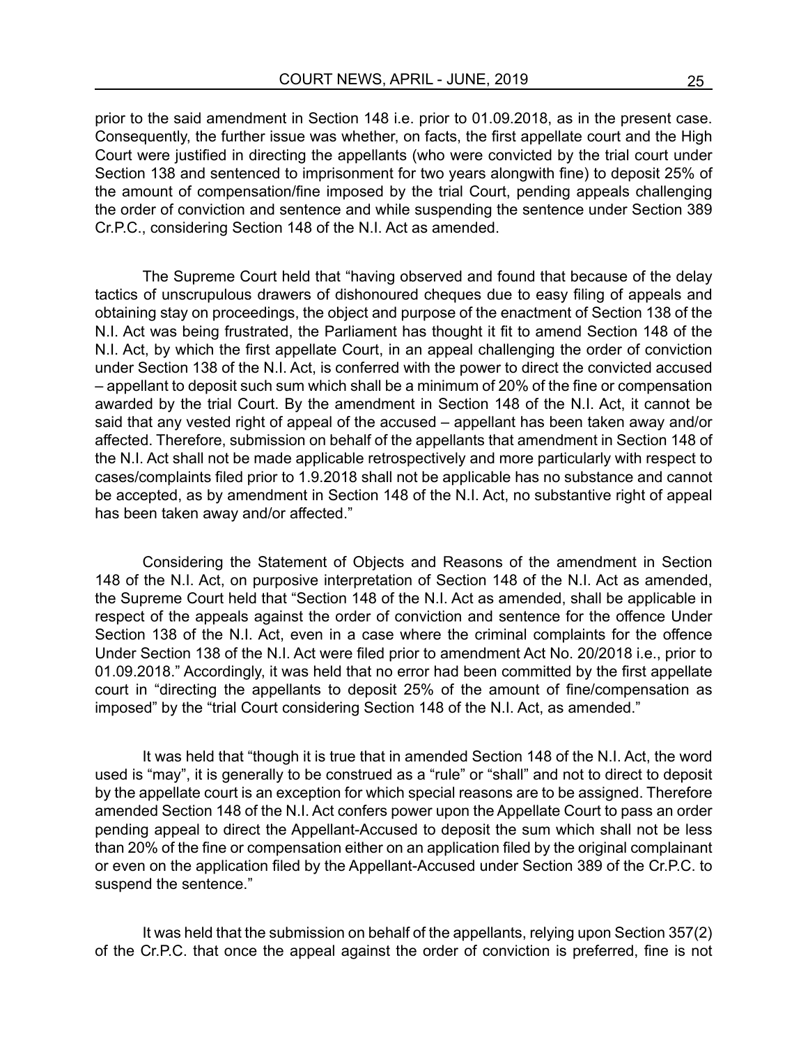prior to the said amendment in Section 148 i.e. prior to 01.09.2018, as in the present case. Consequently, the further issue was whether, on facts, the first appellate court and the High Court were justified in directing the appellants (who were convicted by the trial court under Section 138 and sentenced to imprisonment for two years alongwith fine) to deposit 25% of the amount of compensation/fine imposed by the trial Court, pending appeals challenging the order of conviction and sentence and while suspending the sentence under Section 389 Cr.P.C., considering Section 148 of the N.I. Act as amended.

The Supreme Court held that "having observed and found that because of the delay tactics of unscrupulous drawers of dishonoured cheques due to easy filing of appeals and obtaining stay on proceedings, the object and purpose of the enactment of Section 138 of the N.I. Act was being frustrated, the Parliament has thought it fit to amend Section 148 of the N.I. Act, by which the first appellate Court, in an appeal challenging the order of conviction under Section 138 of the N.I. Act, is conferred with the power to direct the convicted accused – appellant to deposit such sum which shall be a minimum of 20% of the fine or compensation awarded by the trial Court. By the amendment in Section 148 of the N.I. Act, it cannot be said that any vested right of appeal of the accused – appellant has been taken away and/or affected. Therefore, submission on behalf of the appellants that amendment in Section 148 of the N.I. Act shall not be made applicable retrospectively and more particularly with respect to cases/complaints filed prior to 1.9.2018 shall not be applicable has no substance and cannot be accepted, as by amendment in Section 148 of the N.I. Act, no substantive right of appeal has been taken away and/or affected."

Considering the Statement of Objects and Reasons of the amendment in Section 148 of the N.I. Act, on purposive interpretation of Section 148 of the N.I. Act as amended, the Supreme Court held that "Section 148 of the N.I. Act as amended, shall be applicable in respect of the appeals against the order of conviction and sentence for the offence Under Section 138 of the N.I. Act, even in a case where the criminal complaints for the offence Under Section 138 of the N.I. Act were filed prior to amendment Act No. 20/2018 i.e., prior to 01.09.2018." Accordingly, it was held that no error had been committed by the first appellate court in "directing the appellants to deposit 25% of the amount of fine/compensation as imposed" by the "trial Court considering Section 148 of the N.I. Act, as amended."

It was held that "though it is true that in amended Section 148 of the N.I. Act, the word used is "may", it is generally to be construed as a "rule" or "shall" and not to direct to deposit by the appellate court is an exception for which special reasons are to be assigned. Therefore amended Section 148 of the N.I. Act confers power upon the Appellate Court to pass an order pending appeal to direct the Appellant-Accused to deposit the sum which shall not be less than 20% of the fine or compensation either on an application filed by the original complainant or even on the application filed by the Appellant-Accused under Section 389 of the Cr.P.C. to suspend the sentence."

It was held that the submission on behalf of the appellants, relying upon Section 357(2) of the Cr.P.C. that once the appeal against the order of conviction is preferred, fine is not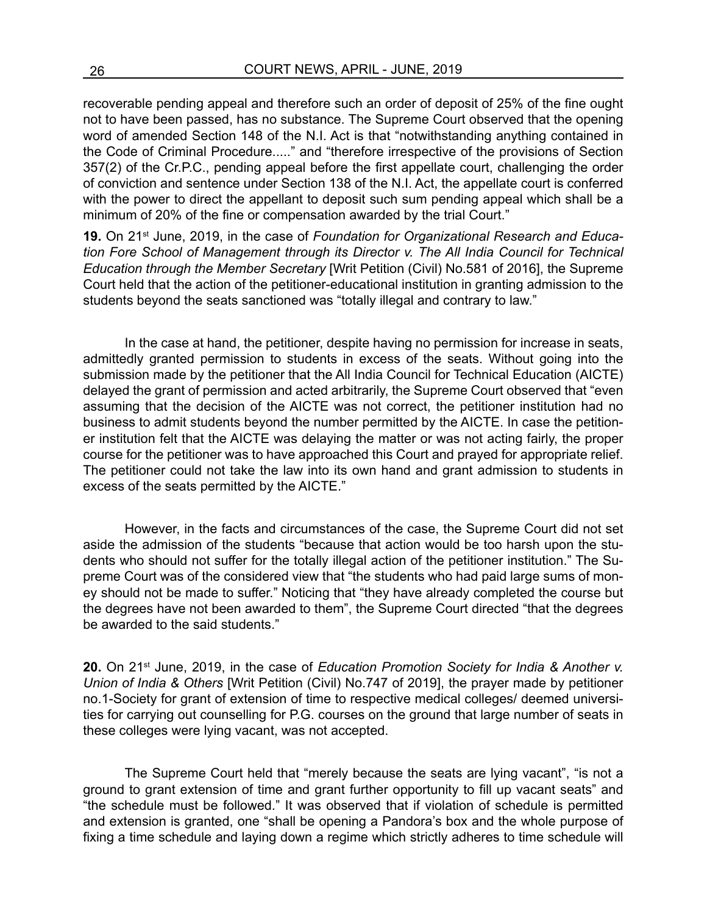recoverable pending appeal and therefore such an order of deposit of 25% of the fine ought not to have been passed, has no substance. The Supreme Court observed that the opening word of amended Section 148 of the N.I. Act is that "notwithstanding anything contained in the Code of Criminal Procedure....." and "therefore irrespective of the provisions of Section 357(2) of the Cr.P.C., pending appeal before the first appellate court, challenging the order of conviction and sentence under Section 138 of the N.I. Act, the appellate court is conferred with the power to direct the appellant to deposit such sum pending appeal which shall be a minimum of 20% of the fine or compensation awarded by the trial Court."

**19.** On 21st June, 2019, in the case of *Foundation for Organizational Research and Education Fore School of Management through its Director v. The All India Council for Technical Education through the Member Secretary* [Writ Petition (Civil) No.581 of 2016], the Supreme Court held that the action of the petitioner-educational institution in granting admission to the students beyond the seats sanctioned was "totally illegal and contrary to law."

In the case at hand, the petitioner, despite having no permission for increase in seats, admittedly granted permission to students in excess of the seats. Without going into the submission made by the petitioner that the All India Council for Technical Education (AICTE) delayed the grant of permission and acted arbitrarily, the Supreme Court observed that "even assuming that the decision of the AICTE was not correct, the petitioner institution had no business to admit students beyond the number permitted by the AICTE. In case the petitioner institution felt that the AICTE was delaying the matter or was not acting fairly, the proper course for the petitioner was to have approached this Court and prayed for appropriate relief. The petitioner could not take the law into its own hand and grant admission to students in excess of the seats permitted by the AICTE."

However, in the facts and circumstances of the case, the Supreme Court did not set aside the admission of the students "because that action would be too harsh upon the students who should not suffer for the totally illegal action of the petitioner institution." The Supreme Court was of the considered view that "the students who had paid large sums of money should not be made to suffer." Noticing that "they have already completed the course but the degrees have not been awarded to them", the Supreme Court directed "that the degrees be awarded to the said students."

**20.** On 21st June, 2019, in the case of *Education Promotion Society for India & Another v. Union of India & Others* [Writ Petition (Civil) No.747 of 2019], the prayer made by petitioner no.1-Society for grant of extension of time to respective medical colleges/ deemed universities for carrying out counselling for P.G. courses on the ground that large number of seats in these colleges were lying vacant, was not accepted.

The Supreme Court held that "merely because the seats are lying vacant", "is not a ground to grant extension of time and grant further opportunity to fill up vacant seats" and "the schedule must be followed." It was observed that if violation of schedule is permitted and extension is granted, one "shall be opening a Pandora's box and the whole purpose of fixing a time schedule and laying down a regime which strictly adheres to time schedule will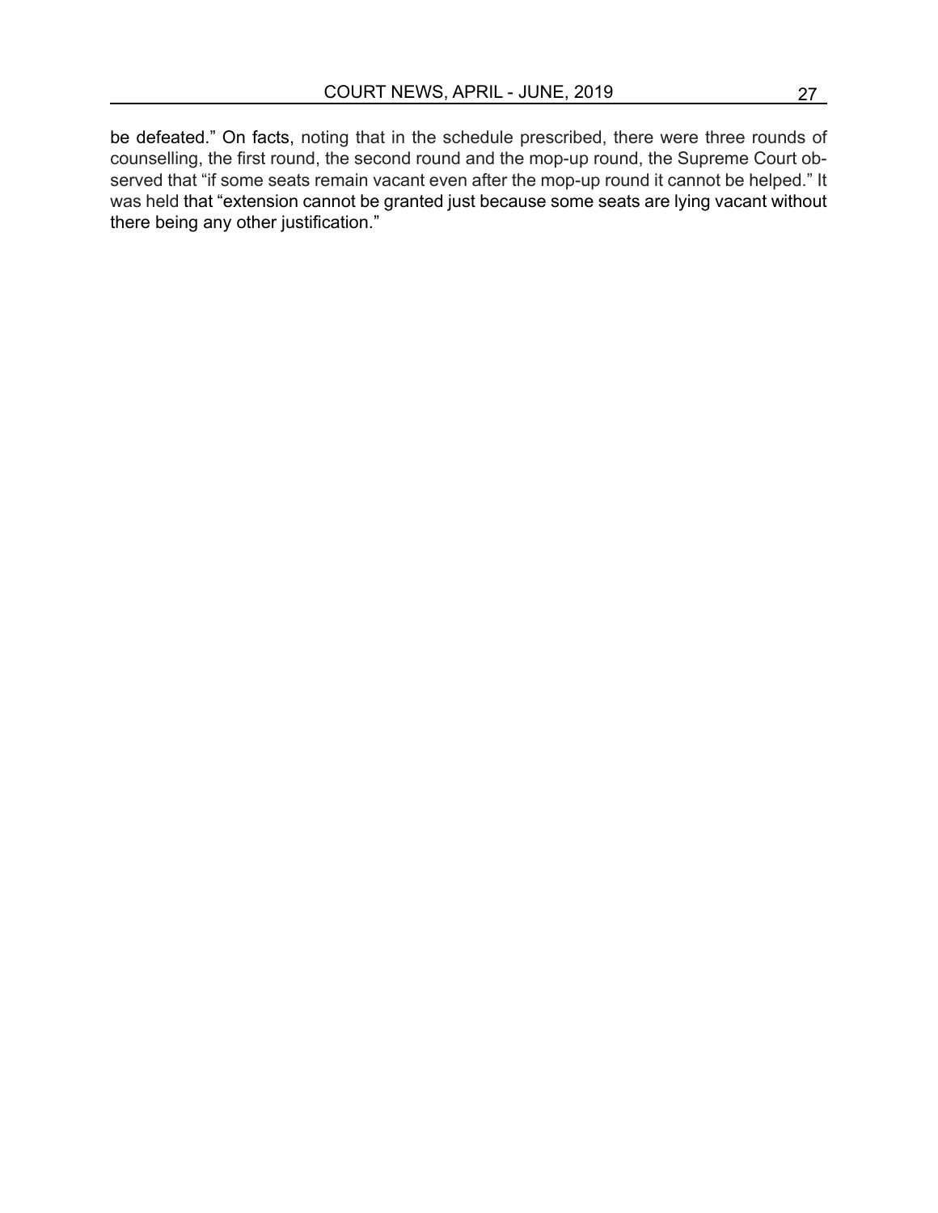be defeated." On facts, noting that in the schedule prescribed, there were three rounds of counselling, the first round, the second round and the mop-up round, the Supreme Court observed that "if some seats remain vacant even after the mop-up round it cannot be helped." It was held that "extension cannot be granted just because some seats are lying vacant without there being any other justification."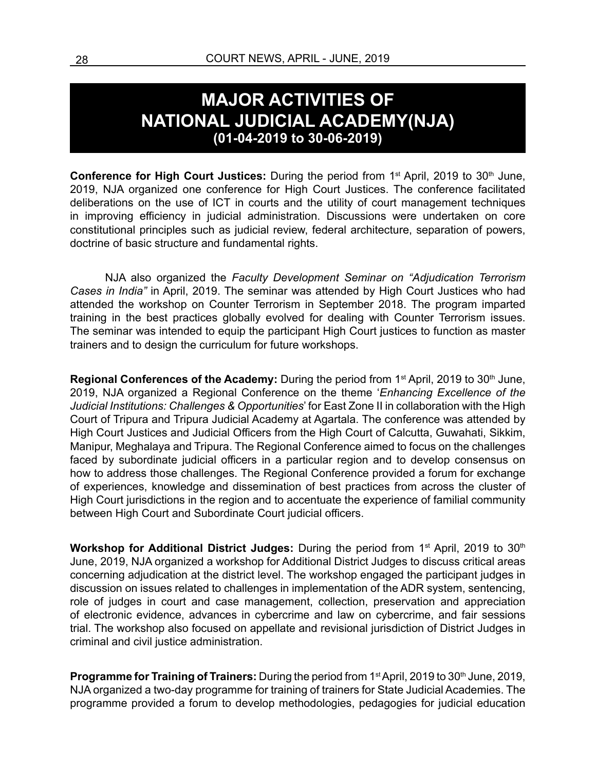# MAJOR ACTIVITIES OF NATIONAL JUDICIAL ACADEMY(NJA)

**(01-04-2019 to 30-06-2019)**

**Conference for High Court Justices:** During the period from 1st April, 2019 to 30th June, 2019, NJA organized one conference for High Court Justices. The conference facilitated deliberations on the use of ICT in courts and the utility of court management techniques in improving efficiency in judicial administration. Discussions were undertaken on core constitutional principles such as judicial review, federal architecture, separation of powers, doctrine of basic structure and fundamental rights.

NJA also organized the *Faculty Development Seminar on "Adjudication Terrorism Cases in India"* in April, 2019. The seminar was attended by High Court Justices who had attended the workshop on Counter Terrorism in September 2018. The program imparted training in the best practices globally evolved for dealing with Counter Terrorism issues. The seminar was intended to equip the participant High Court justices to function as master trainers and to design the curriculum for future workshops.

**Regional Conferences of the Academy:** During the period from 1st April, 2019 to 30th June, 2019, NJA organized a Regional Conference on the theme '*Enhancing Excellence of the Judicial Institutions: Challenges & Opportunities*' for East Zone II in collaboration with the High Court of Tripura and Tripura Judicial Academy at Agartala. The conference was attended by High Court Justices and Judicial Officers from the High Court of Calcutta, Guwahati, Sikkim, Manipur, Meghalaya and Tripura. The Regional Conference aimed to focus on the challenges faced by subordinate judicial officers in a particular region and to develop consensus on how to address those challenges. The Regional Conference provided a forum for exchange of experiences, knowledge and dissemination of best practices from across the cluster of High Court jurisdictions in the region and to accentuate the experience of familial community between High Court and Subordinate Court judicial officers.

**Workshop for Additional District Judges:** During the period from 1st April, 2019 to 30th June, 2019, NJA organized a workshop for Additional District Judges to discuss critical areas concerning adjudication at the district level. The workshop engaged the participant judges in discussion on issues related to challenges in implementation of the ADR system, sentencing, role of judges in court and case management, collection, preservation and appreciation of electronic evidence, advances in cybercrime and law on cybercrime, and fair sessions trial. The workshop also focused on appellate and revisional jurisdiction of District Judges in criminal and civil justice administration.

**Programme for Training of Trainers:** During the period from 1st April, 2019 to 30th June, 2019, NJA organized a two-day programme for training of trainers for State Judicial Academies. The programme provided a forum to develop methodologies, pedagogies for judicial education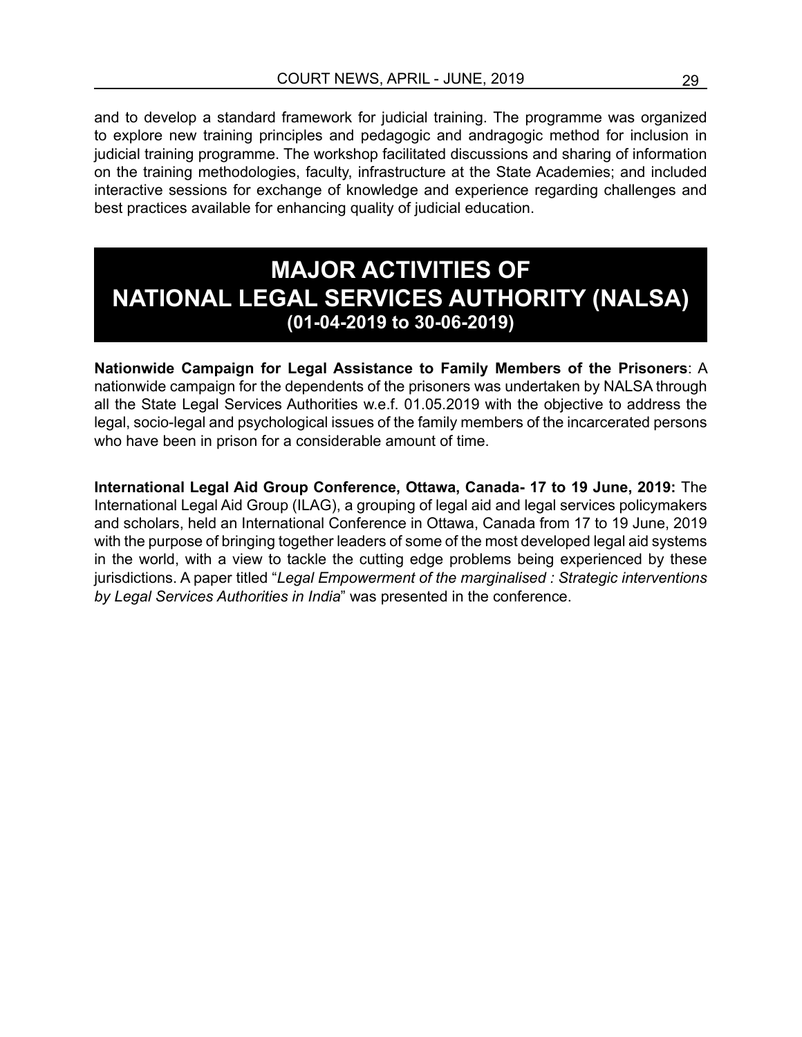and to develop a standard framework for judicial training. The programme was organized to explore new training principles and pedagogic and andragogic method for inclusion in judicial training programme. The workshop facilitated discussions and sharing of information on the training methodologies, faculty, infrastructure at the State Academies; and included interactive sessions for exchange of knowledge and experience regarding challenges and best practices available for enhancing quality of judicial education.

# MAJOR ACTIVITIES OF NATIONAL LEGAL SERVICES AUTHORITY (NALSA)

**(01-04-2019 to 30-06-2019)**

**Nationwide Campaign for Legal Assistance to Family Members of the Prisoners**: A nationwide campaign for the dependents of the prisoners was undertaken by NALSA through all the State Legal Services Authorities w.e.f. 01.05.2019 with the objective to address the legal, socio-legal and psychological issues of the family members of the incarcerated persons who have been in prison for a considerable amount of time.

**International Legal Aid Group Conference, Ottawa, Canada- 17 to 19 June, 2019:** The International Legal Aid Group (ILAG), a grouping of legal aid and legal services policymakers and scholars, held an International Conference in Ottawa, Canada from 17 to 19 June, 2019 with the purpose of bringing together leaders of some of the most developed legal aid systems in the world, with a view to tackle the cutting edge problems being experienced by these jurisdictions. A paper titled "*Legal Empowerment of the marginalised : Strategic interventions by Legal Services Authorities in India*" was presented in the conference.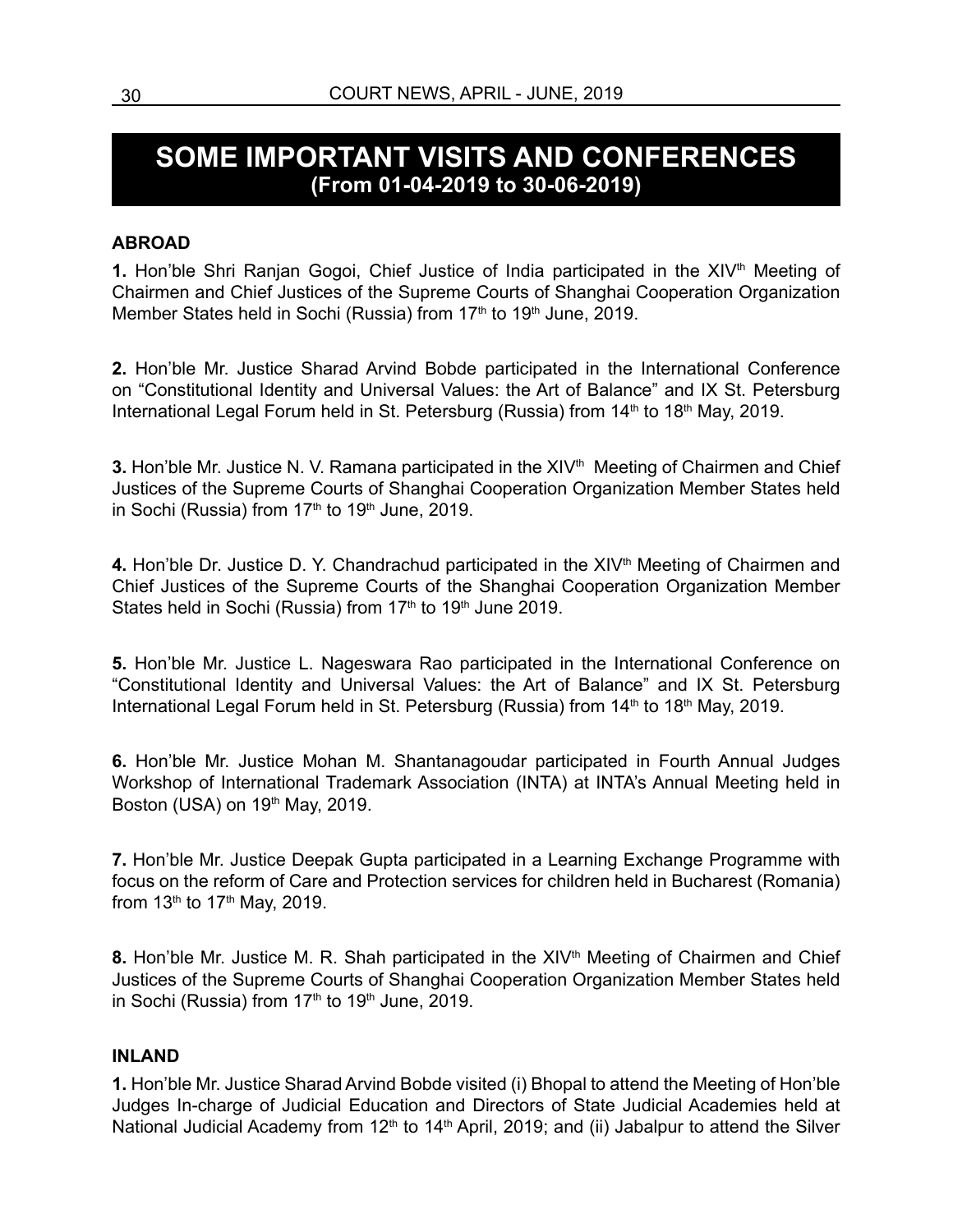# SOME IMPORTANT VISITS AND CONFERENCES
## (From 01-04-2019 to 30-06-2019)

**ABROAD**

**1.** Hon'ble Shri Ranjan Gogoi, Chief Justice of India participated in the XIV$^{th}$ Meeting of Chairmen and Chief Justices of the Supreme Courts of Shanghai Cooperation Organization Member States held in Sochi (Russia) from 17$^{th}$ to 19$^{th}$ June, 2019.

**2.** Hon'ble Mr. Justice Sharad Arvind Bobde participated in the International Conference on "Constitutional Identity and Universal Values: the Art of Balance" and IX St. Petersburg International Legal Forum held in St. Petersburg (Russia) from 14$^{th}$ to 18$^{th}$ May, 2019.

**3.** Hon'ble Mr. Justice N. V. Ramana participated in the XIV$^{th}$ Meeting of Chairmen and Chief Justices of the Supreme Courts of Shanghai Cooperation Organization Member States held in Sochi (Russia) from 17$^{th}$ to 19$^{th}$ June, 2019.

**4.** Hon'ble Dr. Justice D. Y. Chandrachud participated in the XIV$^{th}$ Meeting of Chairmen and Chief Justices of the Supreme Courts of the Shanghai Cooperation Organization Member States held in Sochi (Russia) from 17$^{th}$ to 19$^{th}$ June 2019.

**5.** Hon'ble Mr. Justice L. Nageswara Rao participated in the International Conference on "Constitutional Identity and Universal Values: the Art of Balance" and IX St. Petersburg International Legal Forum held in St. Petersburg (Russia) from 14$^{th}$ to 18$^{th}$ May, 2019.

**6.** Hon'ble Mr. Justice Mohan M. Shantanagoudar participated in Fourth Annual Judges Workshop of International Trademark Association (INTA) at INTA's Annual Meeting held in Boston (USA) on 19$^{th}$ May, 2019.

**7.** Hon'ble Mr. Justice Deepak Gupta participated in a Learning Exchange Programme with focus on the reform of Care and Protection services for children held in Bucharest (Romania) from 13$^{th}$ to 17$^{th}$ May, 2019.

**8.** Hon'ble Mr. Justice M. R. Shah participated in the XIV$^{th}$ Meeting of Chairmen and Chief Justices of the Supreme Courts of Shanghai Cooperation Organization Member States held in Sochi (Russia) from 17$^{th}$ to 19$^{th}$ June, 2019.

**INLAND**

**1.** Hon'ble Mr. Justice Sharad Arvind Bobde visited (i) Bhopal to attend the Meeting of Hon'ble Judges In-charge of Judicial Education and Directors of State Judicial Academies held at National Judicial Academy from 12$^{th}$ to 14$^{th}$ April, 2019; and (ii) Jabalpur to attend the Silver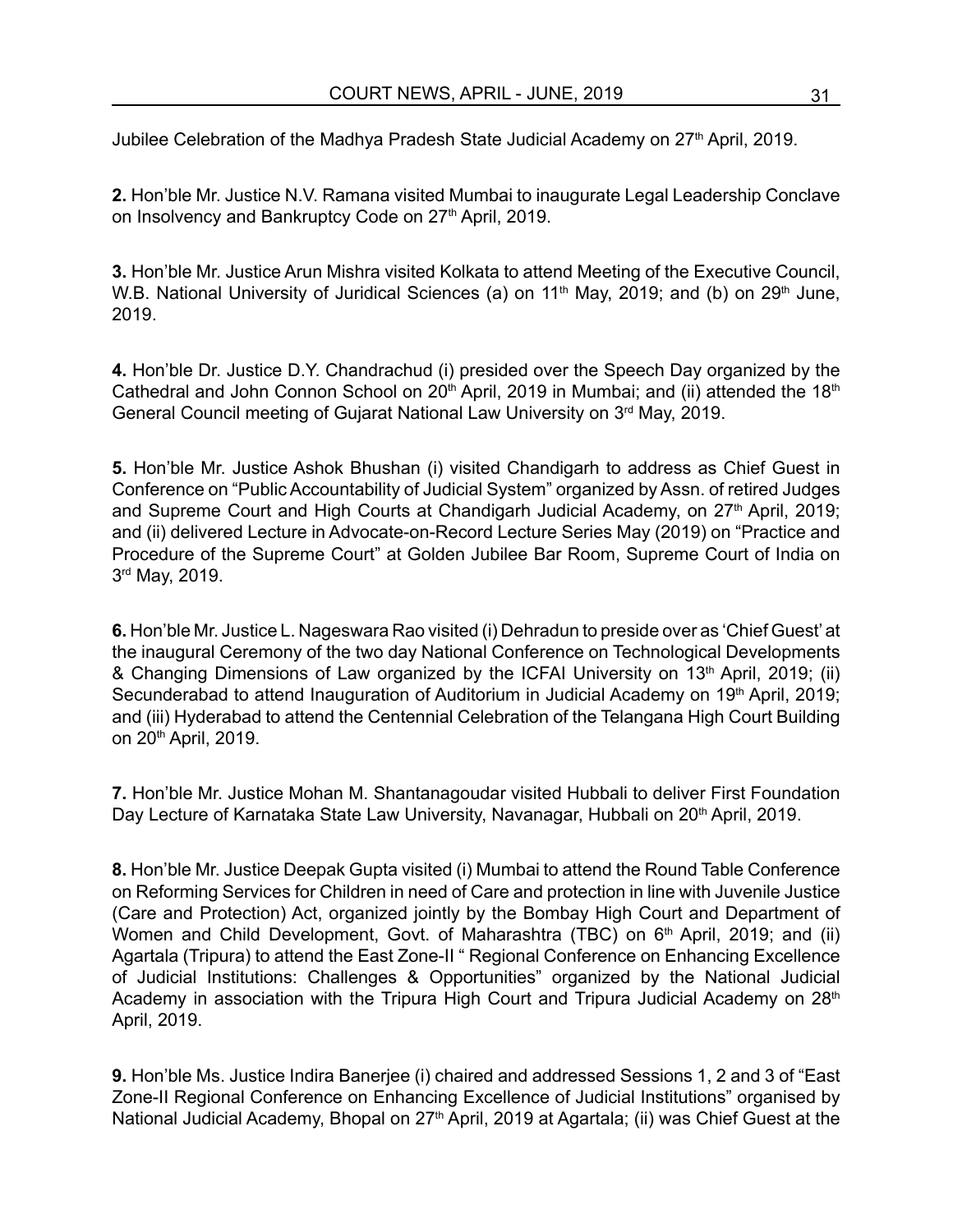Jubilee Celebration of the Madhya Pradesh State Judicial Academy on 27th April, 2019.

**2.** Hon'ble Mr. Justice N.V. Ramana visited Mumbai to inaugurate Legal Leadership Conclave on Insolvency and Bankruptcy Code on 27th April, 2019.

**3.** Hon'ble Mr. Justice Arun Mishra visited Kolkata to attend Meeting of the Executive Council, W.B. National University of Juridical Sciences (a) on 11th May, 2019; and (b) on 29th June, 2019.

**4.** Hon'ble Dr. Justice D.Y. Chandrachud (i) presided over the Speech Day organized by the Cathedral and John Connon School on 20th April, 2019 in Mumbai; and (ii) attended the 18th General Council meeting of Gujarat National Law University on 3rd May, 2019.

**5.** Hon'ble Mr. Justice Ashok Bhushan (i) visited Chandigarh to address as Chief Guest in Conference on "Public Accountability of Judicial System" organized by Assn. of retired Judges and Supreme Court and High Courts at Chandigarh Judicial Academy, on 27th April, 2019; and (ii) delivered Lecture in Advocate-on-Record Lecture Series May (2019) on "Practice and Procedure of the Supreme Court" at Golden Jubilee Bar Room, Supreme Court of India on 3rd May, 2019.

**6.** Hon'ble Mr. Justice L. Nageswara Rao visited (i) Dehradun to preside over as 'Chief Guest' at the inaugural Ceremony of the two day National Conference on Technological Developments & Changing Dimensions of Law organized by the ICFAI University on 13th April, 2019; (ii) Secunderabad to attend Inauguration of Auditorium in Judicial Academy on 19th April, 2019; and (iii) Hyderabad to attend the Centennial Celebration of the Telangana High Court Building on 20th April, 2019.

**7.** Hon'ble Mr. Justice Mohan M. Shantanagoudar visited Hubbali to deliver First Foundation Day Lecture of Karnataka State Law University, Navanagar, Hubbali on 20th April, 2019.

**8.** Hon'ble Mr. Justice Deepak Gupta visited (i) Mumbai to attend the Round Table Conference on Reforming Services for Children in need of Care and protection in line with Juvenile Justice (Care and Protection) Act, organized jointly by the Bombay High Court and Department of Women and Child Development, Govt. of Maharashtra (TBC) on 6th April, 2019; and (ii) Agartala (Tripura) to attend the East Zone-II " Regional Conference on Enhancing Excellence of Judicial Institutions: Challenges & Opportunities" organized by the National Judicial Academy in association with the Tripura High Court and Tripura Judicial Academy on 28th April, 2019.

**9.** Hon'ble Ms. Justice Indira Banerjee (i) chaired and addressed Sessions 1, 2 and 3 of "East Zone-II Regional Conference on Enhancing Excellence of Judicial Institutions" organised by National Judicial Academy, Bhopal on 27th April, 2019 at Agartala; (ii) was Chief Guest at the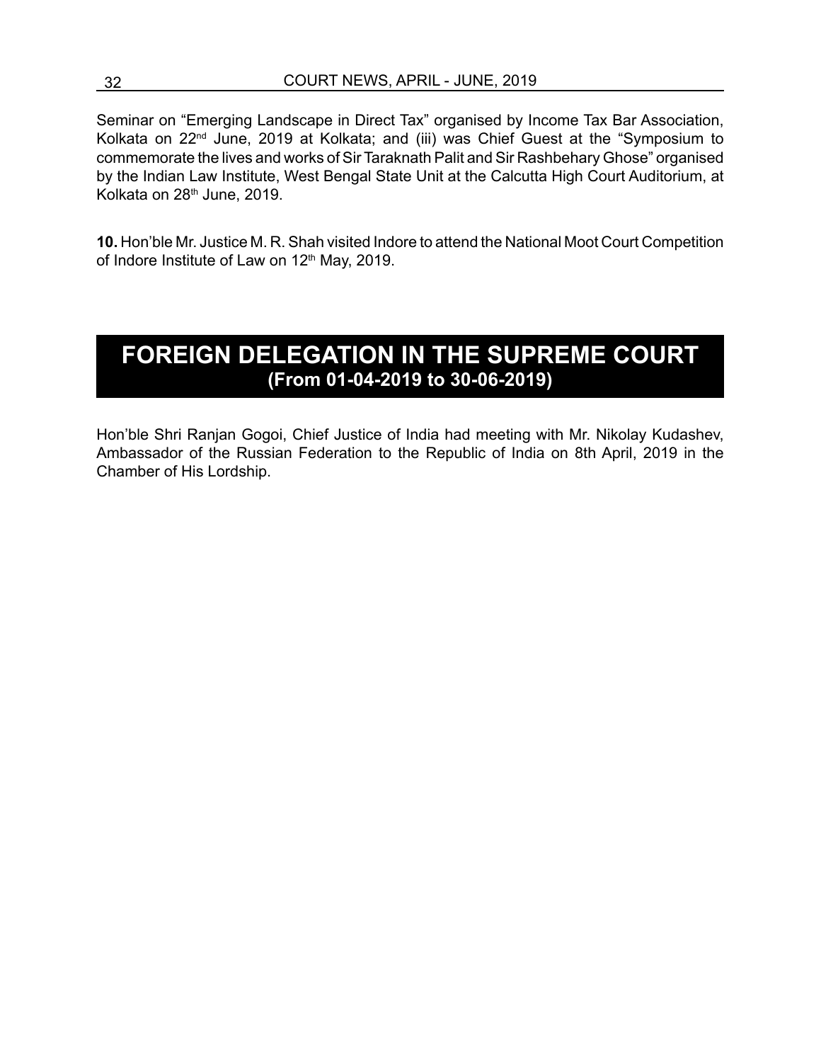Seminar on "Emerging Landscape in Direct Tax" organised by Income Tax Bar Association, Kolkata on 22nd June, 2019 at Kolkata; and (iii) was Chief Guest at the "Symposium to commemorate the lives and works of Sir Taraknath Palit and Sir Rashbehary Ghose" organised by the Indian Law Institute, West Bengal State Unit at the Calcutta High Court Auditorium, at Kolkata on 28th June, 2019.

**10.** Hon'ble Mr. Justice M. R. Shah visited Indore to attend the National Moot Court Competition of Indore Institute of Law on 12th May, 2019.

## FOREIGN DELEGATION IN THE SUPREME COURT

**(From 01-04-2019 to 30-06-2019)**

Hon'ble Shri Ranjan Gogoi, Chief Justice of India had meeting with Mr. Nikolay Kudashev, Ambassador of the Russian Federation to the Republic of India on 8th April, 2019 in the Chamber of His Lordship.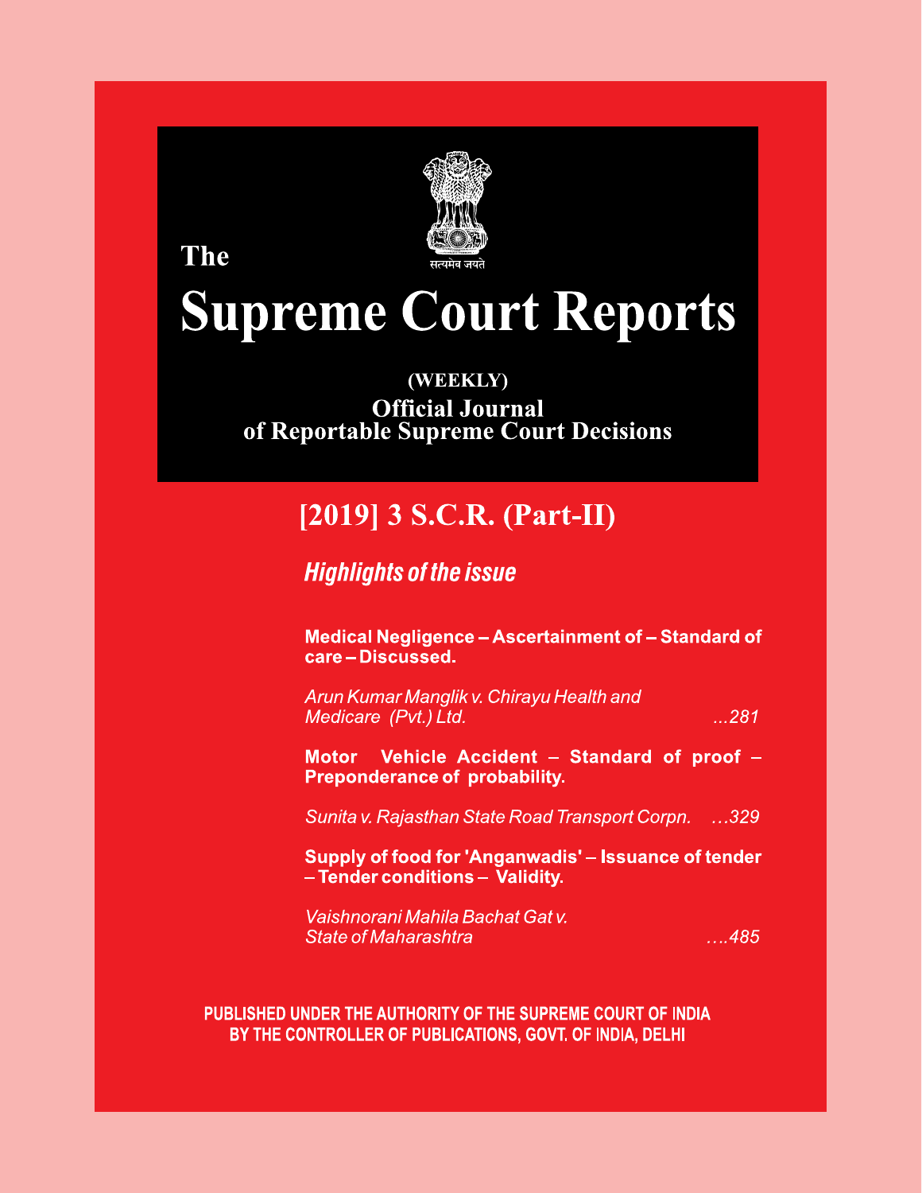The

सत्यमेव जयते

# Supreme Court Reports

**(WEEKLY)**

**Official Journal**
**of Reportable Supreme Court Decisions**

## [2019] 3 S.C.R. (Part-II)

### *Highlights of the issue*

**Medical Negligence – Ascertainment of – Standard of care – Discussed.**

*Arun Kumar Manglik v. Chirayu Health and Medicare (Pvt.) Ltd.* ...281

**Motor Vehicle Accident – Standard of proof – Preponderance of probability.**

*Sunita v. Rajasthan State Road Transport Corpn.* …329

**Supply of food for 'Anganwadis' – Issuance of tender – Tender conditions – Validity.**

*Vaishnorani Mahila Bachat Gat v. State of Maharashtra* ….485

**PUBLISHED UNDER THE AUTHORITY OF THE SUPREME COURT OF INDIA**
**BY THE CONTROLLER OF PUBLICATIONS, GOVT. OF INDIA, DELHI**